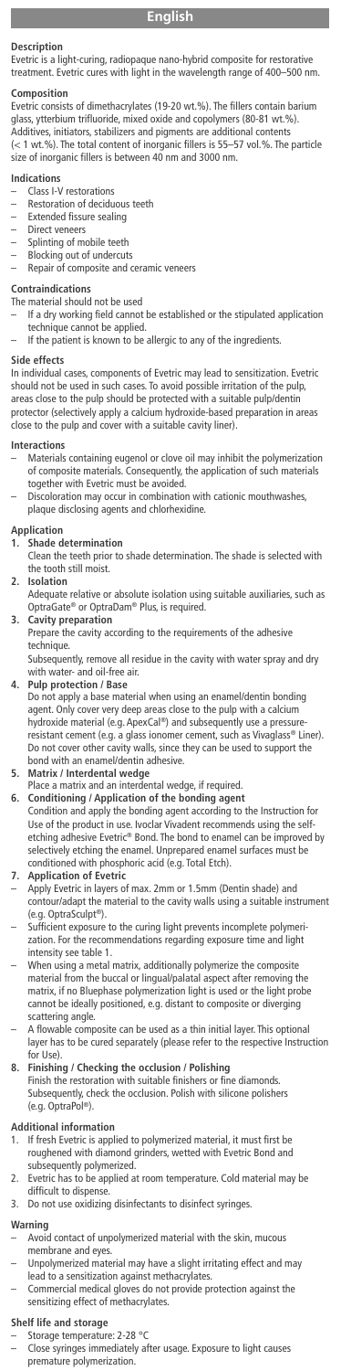# English

## Description

Evetric is a light-curing, radiopaque nano-hybrid composite for restorative treatment. Evetric cures with light in the wavelength range of 400–500 nm.

## Composition

Evetric consists of dimethacrylates (19-20 wt.%). The fillers contain barium glass, ytterbium trifluoride, mixed oxide and copolymers (80-81 wt.%). Additives, initiators, stabilizers and pigments are additional contents (< 1 wt.%). The total content of inorganic fillers is 55–57 vol.%. The particle size of inorganic fillers is between 40 nm and 3000 nm.

## Indications

- Class I-V restorations
- Restoration of deciduous teeth
- Extended fissure sealing
- Direct veneers
- Splinting of mobile teeth
- Blocking out of undercuts
- Repair of composite and ceramic veneers

## Contraindications

The material should not be used

- If a dry working field cannot be established or the stipulated application technique cannot be applied.
- If the patient is known to be allergic to any of the ingredients.

## Side effects

In individual cases, components of Evetric may lead to sensitization. Evetric should not be used in such cases. To avoid possible irritation of the pulp, areas close to the pulp should be protected with a suitable pulp/dentin protector (selectively apply a calcium hydroxide-based preparation in areas close to the pulp and cover with a suitable cavity liner).

## Interactions

- Materials containing eugenol or clove oil may inhibit the polymerization of composite materials. Consequently, the application of such materials together with Evetric must be avoided.
- Discoloration may occur in combination with cationic mouthwashes, plaque disclosing agents and chlorhexidine.

## Application

1. **Shade determination**
   Clean the teeth prior to shade determination. The shade is selected with the tooth still moist.
2. **Isolation**
   Adequate relative or absolute isolation using suitable auxiliaries, such as OptraGate® or OptraDam® Plus, is required.
3. **Cavity preparation**
   Prepare the cavity according to the requirements of the adhesive technique.
   Subsequently, remove all residue in the cavity with water spray and dry with water- and oil-free air.
4. **Pulp protection / Base**
   Do not apply a base material when using an enamel/dentin bonding agent. Only cover very deep areas close to the pulp with a calcium hydroxide material (e.g. ApexCal®) and subsequently use a pressure-resistant cement (e.g. a glass ionomer cement, such as Vivaglass® Liner). Do not cover other cavity walls, since they can be used to support the bond with an enamel/dentin adhesive.
5. **Matrix / Interdental wedge**
   Place a matrix and an interdental wedge, if required.
6. **Conditioning / Application of the bonding agent**
   Condition and apply the bonding agent according to the Instruction for Use of the product in use. Ivoclar Vivadent recommends using the self-etching adhesive Evetric® Bond. The bond to enamel can be improved by selectively etching the enamel. Unprepared enamel surfaces must be conditioned with phosphoric acid (e.g. Total Etch).
7. **Application of Evetric**
   - Apply Evetric in layers of max. 2mm or 1.5mm (Dentin shade) and contour/adapt the material to the cavity walls using a suitable instrument (e.g. OptraSculpt®).
   - Sufficient exposure to the curing light prevents incomplete polymerization. For the recommendations regarding exposure time and light intensity see table 1.
   - When using a metal matrix, additionally polymerize the composite material from the buccal or lingual/palatal aspect after removing the matrix, if no Bluephase polymerization light is used or the light probe cannot be ideally positioned, e.g. distant to composite or diverging scattering angle.
   - A flowable composite can be used as a thin initial layer. This optional layer has to be cured separately (please refer to the respective Instruction for Use).
8. **Finishing / Checking the occlusion / Polishing**
   Finish the restoration with suitable finishers or fine diamonds. Subsequently, check the occlusion. Polish with silicone polishers (e.g. OptraPol®).

## Additional information

1. If fresh Evetric is applied to polymerized material, it must first be roughened with diamond grinders, wetted with Evetric Bond and subsequently polymerized.
2. Evetric has to be applied at room temperature. Cold material may be difficult to dispense.
3. Do not use oxidizing disinfectants to disinfect syringes.

## Warning

- Avoid contact of unpolymerized material with the skin, mucous membrane and eyes.
- Unpolymerized material may have a slight irritating effect and may lead to a sensitization against methacrylates.
- Commercial medical gloves do not provide protection against the sensitizing effect of methacrylates.

## Shelf life and storage

- Storage temperature: 2-28 °C
- Close syringes immediately after usage. Exposure to light causes premature polymerization.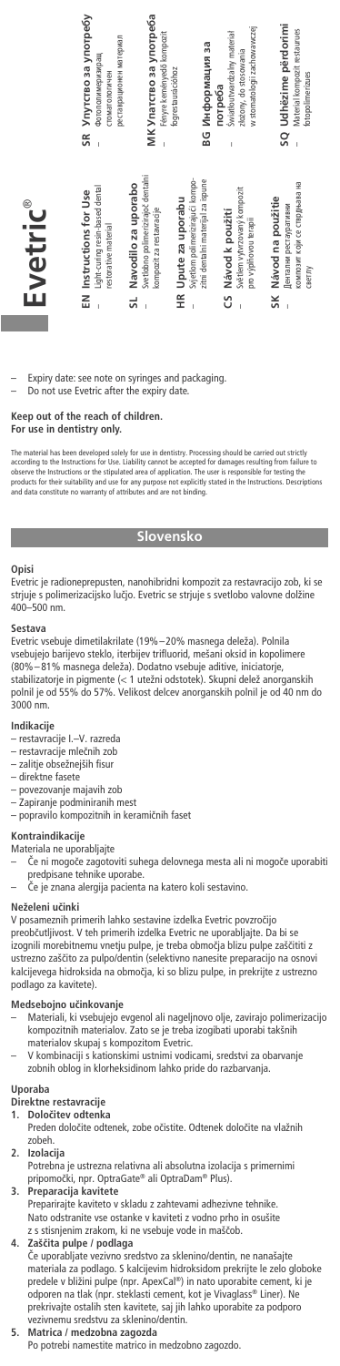# Evetric®

**EN** Instructions for Use
– Light-curing resin-based dental restorative material

**SL** Navodilo za uporabo
– Svetlobno polimerizirajoč dentalni kompozit za restavracije

**HR** Upute za uporabu
– Svjetlom polimerizirajući kompozitni dentalni materijal za ispune

**CS** Návod k použití
– Světlem vytvrzovaný kompozit pro výplňovou terapii

**SK** Návod na použitie
– Dentálny reštauratívny kompozit, ktorý sa vytvrdzuje svetlom

**SR** Упутство за употребу
– Фотополимеризујући стоматолошки рестаурациони материјал

**MK** Упатство за употреба
– Fényre keményedő kompozit fogrestaurációhoz

**BG** Информация за потреба
– Światłoutwardzalny materiał złożony, do stosowania w stomatologii zachowawczej

**SQ** Udhëzime përdorimi
– Material kompozit restaurues fotopolimerizues

– Expiry date: see note on syringes and packaging.
– Do not use Evetric after the expiry date.

**Keep out of the reach of children.**
**For use in dentistry only.**

The material has been developed solely for use in dentistry. Processing should be carried out strictly according to the Instructions for Use. Liability cannot be accepted for damages resulting from failure to observe the Instructions or the stipulated area of application. The user is responsible for testing the products for their suitability and use for any purpose not explicitly stated in the Instructions. Descriptions and data constitute no warranty of attributes and are not binding.

## Slovensko

### Opisi
Evetric je radionepropusten, nanohibridni kompozit za restavracijo zob, ki se strjuje s polimerizacijsko lučjo. Evetric se strjuje s svetlobo valovne dolžine 400–500 nm.

### Sestava
Evetric vsebuje dimetilakrilate (19%–20% masnega deleža). Polnila vsebujejo barijevo steklo, iterbijev trifluorid, mešani oksid in kopolimere (80%–81% masnega deleža). Dodatno vsebuje aditive, iniciatorje, stabilizatorje in pigmente (< 1 utežni odstotek). Skupni delež anorganskih polnil je od 55% do 57%. Velikost delcev anorganskih polnil je od 40 nm do 3000 nm.

### Indikacije
– restavracije I.–V. razreda
– restavracije mlečnih zob
– zalitje obsežnejših fisur
– direktne fasete
– povezovanje majavih zob
– Zapiranje podminiranih mest
– popravilo kompozitnih in keramičnih faset

### Kontraindikacije
Materiala ne uporabljajte
– Če ni mogoče zagotoviti suhega delovnega mesta ali ni mogoče uporabiti predpisane tehnike uporabe.
– Če je znana alergija pacienta na katero koli sestavino.

### Neželeni učinki
V posameznih primerih lahko sestavine izdelka Evetric povzročijo preobčutljivost. V teh primerih izdelka Evetric ne uporabljajte. Da bi se izognili morebitnemu vnetju pulpe, je treba območja blizu pulpe zaščititi z ustrezno zaščito za pulpo/dentin (selektivno nanesite preparacijo na osnovi kalcijevega hidroksida na območja, ki so blizu pulpe, in prekrijte z ustrezno podlago za kavitete).

### Medsebojno učinkovanje
– Materiali, ki vsebujejo evgenol ali nageljnovo olje, zavirajo polimerizacijo kompozitnih materialov. Zato se je treba izogibati uporabi takšnih materialov skupaj s kompozitom Evetric.
– V kombinaciji s kationskimi ustnimi vodicami, sredstvi za obarvanje zobnih oblog in klorheksidinom lahko pride do razbarvanja.

### Uporaba
**Direktne restavracije**

1. **Določitev odtenka**
   Preden določite odtenek, zobe očistite. Odtenek določite na vlažnih zobeh.
2. **Izolacija**
   Potrebna je ustrezna relativna ali absolutna izolacija s primernimi pripomočki, npr. OptraGate® ali OptraDam® Plus).
3. **Preparacija kavitete**
   Preparirajte kaviteto v skladu z zahtevami adhezivne tehnike. Nato odstranite vse ostanke v kaviteti z vodno prho in osušite z s stisnjenim zrakom, ki ne vsebuje vode in maščob.
4. **Zaščita pulpe / podlaga**
   Če uporabljate vezivno sredstvo za sklenino/dentin, ne nanašajte materiala za podlago. S kalcijevim hidroksidom prekrijte le zelo globoke predele v bližini pulpe (npr. ApexCal®) in nato uporabite cement, ki je odporen na tlak (npr. steklasti cement, kot je Vivaglass® Liner). Ne prekrivajte ostalih sten kavitete, saj jih lahko uporabite za podporo vezivnemu sredstvu za sklenino/dentin.
5. **Matrica / medzobna zagozda**
   Po potrebi namestite matrico in medzobno zagozdo.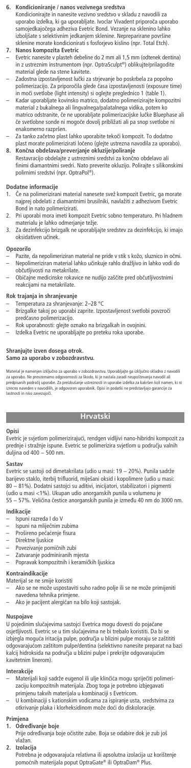**6. Kondicioniranje / nanos vezivnega sredstva**
Kondicionirajte in nanesite vezivno sredstvo v skladu z navodili za uporabo izdelka, ki ga uporabljate. Ivoclar Vivadent priporoča uporabo samojedkajočega adheziva Evetric Bond. Vezanje na sklenino lahko izboljšate s selektivnim jedkanjem sklenine. Nepreparirane površine sklenine morate kondicionirati s fosforjevo kislino (npr. Total Etch).

**7. Nanos kompozita Evetric**
- Evetric nanesite v plasteh debeline do 2 mm ali 1,5 mm (odtenek dentina) in z ustreznim instrumentom (npr. OptraSculpt®) oblikujte/prilagodite material glede na stene kavitete.
- Zadostna izpostavljenost lučki za strjevanje bo poskrbela za popolno polimerizacijo. Za priporočila glede časa izpostavljenosti (exposure time) in moči svetlobe (light intensity) si oglejte preglednico 1 (table 1).
- Kadar uporabljate kovinsko matrico, dodatno polimerizirajte kompozitni material z bukalnega ali lingvalnega/palatalnega vidika, potem ko matrico odstranite, če ne uporabljate polimerizacijske lučke Bluephase ali če svetlobne sonde ni mogoče dovolj približati ali pa snop svetlobe ni enakomerno razpršen.
- Za tanko začetno plast lahko uporabite tekoči kompozit. To dodatno plast morate polimerizirati ločeno (glejte ustrezna navodila za uporabo).

**8. Končna obdelava/preverjanje okluzije/poliranje**
Restavracijo obdelajte z ustreznimi sredstvi za končno obdelavo ali finimi diamantnimi svedri. Nato preverite okluzijo. Polirajte s silikonskimi polirnimi sredstvi (npr. OptraPol®).

### Dodatne informacije
1. Če na polimerizirani material nanesete svež kompozit Evetric, ga morate najprej obdelati z diamantnimi brusilniki, navlažiti z adhezivom Evetric Bond in nato polimerizirati.
2. Pri uporabi mora imeti kompozit Evetric sobno temperaturo. Pri hladnem materialu je lahko odmerjanje težje.
3. Za dezinfekcijo brizgalk ne uporabljajte sredstev za dezinfekcijo, ki imajo oksidativen učinek.

### Opozorilo
- Pazite, da nepolimeriziran material ne pride v stik s kožo, sluznico in očmi.
- Nepolimeriziran material lahko učinkuje rahlo dražljivo in lahko vodi do občutljivosti na metakrilate.
- Običajne medicinske rokavice ne nudijo zaščite pred občutljivostnimi reakcijami na metakrilate.

### Rok trajanja in shranjevanje
- Temperatura za shranjevanje: 2–28 °C
- Brizgalke takoj po uporabi zaprite. Izpostavljenost svetlobi povzroči predčasno polimerizacijo.
- Rok uporabnosti: glejte oznako na brizgalkah in ovojnini.
- Izdelka Evetric ne uporabljajte po preteku roka uporabe.

**Shranjujte izven dosega otrok.**
**Samo za uporabo v zobozdravstvu.**

Material je namenjen izključno za uporabo v zobozdravstvu. Uporabljajte ga izključno skladno z navodili za uporabo. Ne prevzemamo odgovornosti za škodo, ki je nastala zaradi neupoštevanja navodil ali predpisanih področij uporabe. Za preizkušanje ustreznosti in uporabe izdelka za kakršen koli namen, ki ni izrecno naveden v navodilih, je odgovoren uporabnik. Opisi in podatki ne predstavljajo garancije za lastnosti in niso zavezujoči.

## Hrvatski

### Opisi
Evetric je svjetlom polimerizirajući, rendgen vidljivi nano-hibridni kompozit za prednje i stražnje ispune. Evetric se polimerizira svjetlom u području valnih duljina od 400 – 500 nm.

### Sastav
Evetric se sastoji od dimetakrilata (udio u masi: 19 – 20%). Punila sadrže barijevo staklo, iterbij trifluorid, miješani oksid i kopolimere (udio u masi: 80 – 81%). Dodatni sastojci su aditivi, inicijatori, stabilizatori i pigmenti (udio u masi <1%). Ukupan udio anorganskih punila u volumenu je 55 – 57%. Veličina čestice anorganskih punila je između 40 nm do 3000 nm.

### Indikacije
- Ispuni razreda I do V
- Ispuni na mliječnim zubima
- Prošireno pečaćenje fisura
- Direktne ljuskice
- Povezivanje pomičnih zubi
- Zatvaranje podminiranih mjesta
- Popravak kompozitnih i keramičkih ljuskica

### Kontraindikacije
Materijal se ne smije koristiti
- Ako se ne može uspostaviti suho radno polje ili se ne može primijeniti navedena tehnika primjene.
- Ako je pacijent alergičan na bilo koji sastojak.

### Nuspojave
U pojedinim slučajevima sastojci Evetrica mogu dovesti do pojačane osjetljivosti. Evetric se u tim slučajevima ne bi trebalo koristiti. Da bi se izbjegla moguća iritacija pulpe, područja u blizini pulpe moraju se zaštititi odgovarajućom zaštitom pulpe/dentina (selektivno nanesite preparat na bazi kalcij hidroksida na područja u blizini pulpe i prekrijte odgovarajućim kavitetnim linerom).

### Interakcije
- Materijali koji sadrže eugenol ili ulje klinčića mogu spriječiti polimerizaciju kompozitnih materijala. Zbog toga je potrebno izbjegavati primjenu takvih materijala u kombinaciji s Evetricom.
- U kombinaciji s kationskim vodicama za ispiranje usta, sredstvima za otkrivanje plaka i klorheksidinom može doći do diskoloracije.

### Primjena
**1. Određivanje boje**
Prije određivanja boje očistite zube. Boja se odabire dok je zub još vlažan.

**2. Izolacija**
Potrebna je odgovarajuća relativna ili apsolutna izolacija uz korištenje pomoćnih materijala poput OptraGate® ili OptraDam® Plus.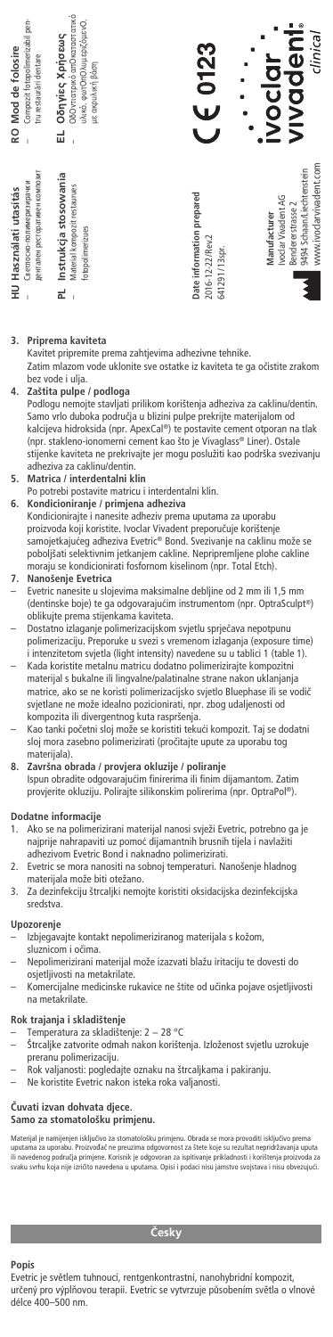HU **Használati utasítás**
– Светлосно-полимеризирачки дентален ресторативен композит

PL **Instrukcja stosowania**
– Materiał kompozytowy do wypełnień fotopolimeryzowalny

RO **Mod de folosire**
– Compozit fotopolimerizabil pentru restaurări dentare

EL **Οδηγίες Χρήσεως**
– Οδοντιατρικό αποκαταστατικό υλικό, φωτοπολυμεριζόμενο, με ακρυλική βάση

**Date information prepared**
2016-12-22/Rev.2
641291/13spr.

**Manufacturer**
Ivoclar Vivadent AG
Bendererstrasse 2
9494 Schaan/Liechtenstein
www.ivoclarvivadent.com

CE 0123

ivoclar vivadent clinical

**3. Priprema kaviteta**
Kavitet pripremite prema zahtjevima adhezivne tehnike. Zatim mlazom vode uklonite sve ostatke iz kaviteta te ga očistite zrakom bez vode i ulja.

**4. Zaštita pulpe / podloga**
Podlogu nemojte stavljati prilikom korištenja adheziva za caklinu/dentin. Samo vrlo duboka područja u blizini pulpe prekrijte materijalom od kalcijeva hidroksida (npr. ApexCal®) te postavite cement otporan na tlak (npr. stakleno-ionomerni cement kao što je Vivaglass® Liner). Ostale stijenke kaviteta ne prekrivajte jer mogu poslužiti kao podrška svezivanju adheziva za caklinu/dentin.

**5. Matrica / interdentalni klin**
Po potrebi postavite matricu i interdentalni klin.

**6. Kondicioniranje / primjena adheziva**
Kondicionirajte i nanesite adheziv prema uputama za uporabu proizvoda koji koristite. Ivoclar Vivadent preporučuje korištenje samojetkajućeg adheziva Evetric® Bond. Svezivanje na caklinu može se poboljšati selektivnim jetkanjem cakline. Nepripremljene plohe cakline moraju se kondicionirati fosfornom kiselinom (npr. Total Etch).

**7. Nanošenje Evetrica**
– Evetric nanesite u slojevima maksimalne debljine od 2 mm ili 1,5 mm (dentinske boje) te ga odgovarajućim instrumentom (npr. OptraSculpt®) oblikujte prema stijenkama kaviteta.
– Dostatno izlaganje polimerizacijskom svjetlu sprječava nepotpunu polimerizaciju. Preporuke u svezi s vremenom izlaganja (exposure time) i intenzitetom svjetla (light intensity) navedene su u tablici 1 (table 1).
– Kada koristite metalnu matricu dodatno polimerizirajte kompozitni materijal s bukalne ili lingvalne/palatinalne strane nakon uklanjanja matrice, ako se ne koristi polimerizacijsko svjetlo Bluephase ili se vodič svjetlane ne može idealno pozicionirati, npr. zbog udaljenosti od kompozita ili divergentnog kuta raspršenja.
– Kao tanki početni sloj može se koristiti tekući kompozit. Taj se dodatni sloj mora zasebno polimerizirati (pročitajte upute za uporabu tog materijala).

**8. Završna obrada / provjera okluzije / poliranje**
Ispun obradite odgovarajućim finirerima ili finim dijamantom. Zatim provjerite okluziju. Polirajte silikonskim polirerima (npr. OptraPol®).

**Dodatne informacije**
1. Ako se na polimerizirani materijal nanosi svježi Evetric, potrebno ga je najprije nahrapaviti uz pomoć dijamantnih brusnih tijela i navlažiti adhezivom Evetric Bond i naknadno polimerizirati.
2. Evetric se mora nanositi na sobnoj temperaturi. Nanošenje hladnog materijala može biti otežano.
3. Za dezinfekciju štrcaljki nemojte koristiti oksidacijska dezinfekcijska sredstva.

**Upozorenje**
– Izbjegavajte kontakt nepolimeriziranog materijala s kožom, sluznicom i očima.
– Nepolimerizirani materijal može izazvati blažu iritaciju te dovesti do osjetljivosti na metakrilate.
– Komercijalne medicinske rukavice ne štite od učinka pojave osjetljivosti na metakrilate.

**Rok trajanja i skladištenje**
– Temperatura za skladištenje: 2 – 28 °C
– Štrcaljke zatvorite odmah nakon korištenja. Izloženost svjetlu uzrokuje preranu polimerizaciju.
– Rok valjanosti: pogledajte oznaku na štrcaljkama i pakiranju.
– Ne koristite Evetric nakon isteka roka valjanosti.

**Čuvati izvan dohvata djece.**
**Samo za stomatološku primjenu.**

Materijal je namijenjen isključivo za stomatološku primjenu. Obrada se mora provoditi isključivo prema uputama za uporabu. Proizvođač ne preuzima odgovornost za štete koje su rezultat nepridržavanja uputa ili navedenog područja primjene. Korisnik je odgovoran za ispitivanje prikladnosti i korištenja proizvoda za svaku svrhu koja nije izričito navedena u uputama. Opisi i podaci nisu jamstvo svojstava i nisu obvezujući.

## Česky

**Popis**
Evetric je světlem tuhnoucí, rentgenkontrastní, nanohybridní kompozit, určený pro výplňovou terapii. Evetric se vytvrzuje působením světla o vlnové délce 400–500 nm.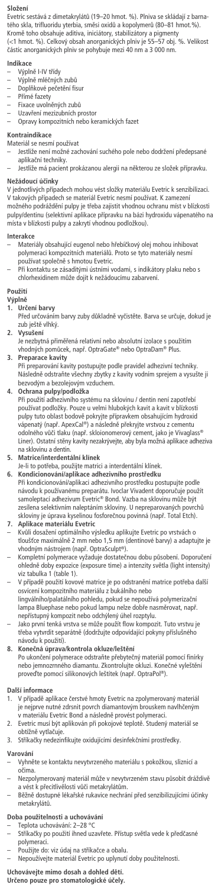**Složení**

Evetric sestává z dimetakrylátů (19–20 hmot. %). Plniva se skládají z barnatého skla, trifluoridu yterbia, směsi oxidů a kopolymerů (80–81 hmot.%). Kromě toho obsahuje aditiva, iniciátory, stabilizátory a pigmenty (<1 hmot. %). Celkový obsah anorganických plniv je 55–57 obj. %. Velikost částic anorganických plniv se pohybuje mezi 40 nm a 3 000 nm.

**Indikace**

- Výplně I-IV třídy
- Výplně mléčných zubů
- Doplňkové pečetění fisur
- Přímé fazety
- Fixace uvolněných zubů
- Uzavření mezizubních prostor
- Opravy kompozitních nebo keramických fazet

**Kontraindikace**

Materiál se nesmí používat

- Jestliže není možné zachování suchého pole nebo dodržení předepsané aplikační techniky.
- Jestliže má pacient prokázanou alergii na některou ze složek přípravku.

**Nežádoucí účinky**

V jednotlivých případech mohou vést složky materiálu Evetric k senzibilizaci. V takových případech se materiál Evetric nesmí používat. K zamezení možného podráždění pulpy je třeba zajistit vhodnou ochranu míst v blízkosti pulpy/dentinu (selektivní aplikace přípravku na bázi hydroxidu vápenatého na místa v blízkosti pulpy a zakrytí vhodnou podložkou).

**Interakce**

- Materiály obsahující eugenol nebo hřebíčkový olej mohou inhibovat polymeraci kompozitních materiálů. Proto se tyto materiály nesmí používat společně s hmotou Evetric.
- Při kontaktu se zásaditými ústními vodami, s indikátory plaku nebo s chlorhexidinem může dojít k nežádoucímu zabarvení.

**Použití**

**Výplně**

1. **Určení barvy**
   Před určováním barvy zuby důkladně vyčistěte. Barva se určuje, dokud je zub ještě vlhký.
2. **Vysušení**
   Je nezbytná přiměřená relativní nebo absolutní izolace s použitím vhodných pomůcek, např. OptraGate® nebo OptraDam® Plus.
3. **Preparace kavity**
   Při preparování kavity postupujte podle pravidel adhezivní techniky. Následně odstraňte všechny zbytky z kavity vodním sprejem a vysušte ji bezvodým a bezolejovým vzduchem.
4. **Ochrana pulpy/podložka**
   Při použití adhezivního systému na sklovinu / dentin není zapotřebí používat podložky. Pouze u velmi hlubokých kavit a kavit v blízkosti pulpy tuto oblast bodově pokryjte přípravkem obsahujícím hydroxid vápenatý (např. ApexCal®) a následně překryjte vrstvou z cementu odolného vůči tlaku (např. skloionomerový cement, jako je Vivaglass® Liner). Ostatní stěny kavity nezakrývejte, aby byla možná aplikace adheziva na sklovinu a dentin.
5. **Matrice/interdentální klínek**
   Je-li to potřeba, použijte matrici a interdentální klínek.
6. **Kondicionování/aplikace adhezivního prostředku**
   Při kondicionování/aplikaci adhezivního prostředku postupujte podle návodu k používanému preparátu. Ivoclar Vivadent doporučuje použít samoleptací adhezivum Excite® Bond. Vazba na sklovinu může být zesílena selektivním naleptáním skloviny. U nepreparovaných povrchů skloviny je úprava kyselinou fosforečnou povinná (např. Total Etch).
7. **Aplikace materiálu Evetric**
   - Kvůli dosažení optimálního výsledku aplikujte Evetric po vrstvách o tloušťce maximálně 2 mm nebo 1,5 mm (dentinové barvy) a adaptujte je vhodným nástrojem (např. OptraSculpt®).
   - Kompletní polymerace vyžaduje dostatečnou dobu působení. Doporučení ohledně doby expozice (exposure time) a intenzity světla (light intensity) viz tabulka 1 (table 1).
   - V případě použití kovové matrice je po odstranění matrice potřeba další osvícení kompozitního materiálu z bukálního nebo lingválního/palatálního pohledu, pokud se nepoužívá polymerizační lampa Bluephase nebo pokud lampu nelze dobře nasměrovat, např. nepřístupný kompozit nebo odchýlený úhel rozptylu.
   - Jako první tenká vrstva se může použít flow kompozit. Tuto vrstvu je třeba vytvrdit separátně (dodržujte odpovídající pokyny příslušného návodu k použití).
8. **Konečná úprava/kontrola okluze/leštění**
   Po ukončení polymerace odstraňte přebytečný materiál pomocí finírky nebo jemnozrnného diamantu. Zkontrolujte okluzi. Konečné vyleštění proveďte pomocí silikonových leštítek (např. OptraPol®).

**Další informace**

1. V případě aplikace čerstvé hmoty Evetric na zpolymerovaný materiál je nejprve nutné zdrsnit povrch diamantovým brouskem navlhčeným v materiálu Excite Bond a následně provést polymeraci.
2. Evetric musí být aplikován při pokojové teplotě. Studený materiál se obtížně vytlačuje.
3. Stříkačky nedezinfikujte oxidujícími desinfekčními prostředky.

**Varování**

- Vyhněte se kontaktu nevytvrzeného materiálu s pokožkou, sliznicí a očima.
- Nezpolymerovaný materiál může v nevytvrzeném stavu působit dráždivě a vést k přecitlivělosti vůči metakrylátům.
- Běžně dostupné lékařské rukavice nechrání před senzibilizujícími účinky metakrylátů.

**Doba použitelnosti a uchovávání**

- Teplota uchovávání: 2–28 °C
- Stříkačky po použití ihned uzavřete. Přístup světla vede k předčasné polymeraci.
- Použijte do: viz údaj na stříkačce a obalu.
- Nepoužívejte materiál Evetric po uplynutí doby použitelnosti.

**Uchovávejte mimo dosah a dohled dětí.**
**Určeno pouze pro stomatologické účely.**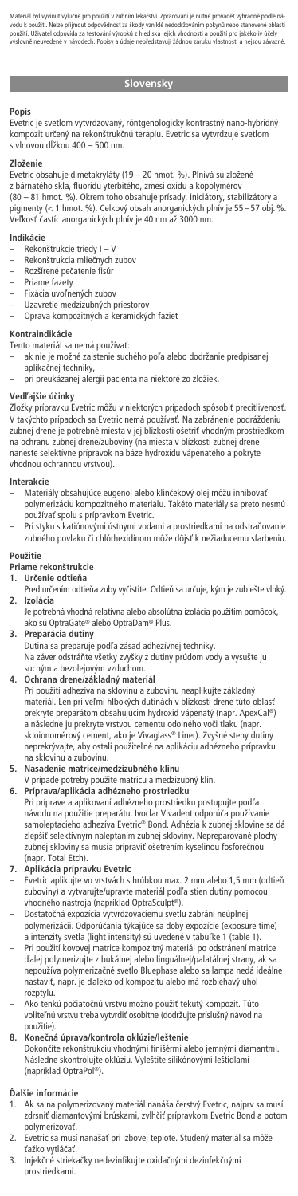Materiál byl vyvinut výlučně pro použití v zubním lékařství. Zpracování je nutné provádět výhradně podle návodu k použití. Nelze přijmout odpovědnost za škody vzniklé nedodržováním pokynů nebo stanovené oblasti použití. Uživatel odpovídá za testování výrobků z hlediska jejich vhodnosti a použití pro jakékoliv účely výslovně neuvedené v návodech. Popisy a údaje nepředstavují žádnou záruku vlastností a nejsou závazné.

## Slovensky

### Popis

Evetric je svetlom vytvrdzovaný, röntgenologicky kontrastný nano-hybridný kompozit určený na rekonštrukčnú terapiu. Evetric sa vytvrdzuje svetlom s vlnovou dĺžkou 400 – 500 nm.

### Zloženie

Evetric obsahuje dimetakryláty (19 – 20 hmot. %). Plnivá sú zložené z bárnatého skla, fluoridu ytterbitého, zmesi oxidu a kopolymérov (80 – 81 hmot. %). Okrem toho obsahuje prísady, iniciátory, stabilizátory a pigmenty (< 1 hmot. %). Celkový obsah anorganických plnív je 55 – 57 obj. %. Veľkosť častíc anorganických plnív je 40 nm až 3000 nm.

### Indikácie

- Rekonštrukcie triedy I – V
- Rekonštrukcia mliečnych zubov
- Rozšírené pečatenie fisúr
- Priame fazety
- Fixácia uvoľnených zubov
- Uzavretie medzizubných priestorov
- Oprava kompozitných a keramických faziet

### Kontraindikácie

Tento materiál sa nemá používať:

- ak nie je možné zaistenie suchého poľa alebo dodržanie predpísanej aplikačnej techniky,
- pri preukázanej alergii pacienta na niektoré zo zložiek.

### Vedľajšie účinky

Zložky prípravku Evetric môžu v niektorých prípadoch spôsobiť precitlivenosť. V takýchto prípadoch sa Evetric nemá používať. Na zabránenie podráždeniu zubnej drene je potrebné miesta v jej blízkosti ošetriť vhodným prostriedkom na ochranu zubnej drene/zuboviny (na miesta v blízkosti zubnej drene naneste selektívne prípravok na báze hydroxidu vápenatého a pokryte vhodnou ochrannou vrstvou).

### Interakcie

- Materiály obsahujúce eugenol alebo klinčekový olej môžu inhibovať polymerizáciu kompozitného materiálu. Takéto materiály sa preto nesmú používať spolu s prípravkom Evetric.
- Pri styku s katiónovými ústnymi vodami a prostriedkami na odstraňovanie zubného povlaku či chlórhexidínom môže dôjsť k nežiaducemu sfarbeniu.

### Použitie

**Priame rekonštrukcie**

1. **Určenie odtieňa**
   Pred určením odtieňa zuby vyčistite. Odtieň sa určuje, kým je zub ešte vlhký.
2. **Izolácia**
   Je potrebná vhodná relatívna alebo absolútna izolácia použitím pomôcok, ako sú OptraGate® alebo OptraDam® Plus.
3. **Preparácia dutiny**
   Dutina sa preparuje podľa zásad adhezívnej techniky. Na záver odstráňte všetky zvyšky z dutiny prúdom vody a vysušte ju suchým a bezolejovým vzduchom.
4. **Ochrana drene/základný materiál**
   Pri použití adhezíva na sklovinu a zubovinu neaplikujte základný materiál. Len pri veľmi hlbokých dutinách v blízkosti drene túto oblasť prekryte preparátom obsahujúcim hydroxid vápenatý (napr. ApexCal®) a následne ju prekryte vrstvou cementu odolného voči tlaku (napr. skloionomérový cement, ako je Vivaglass® Liner). Zvyšné steny dutiny neprekrývajte, aby ostali použiteľné na aplikáciu adhézneho prípravku na sklovinu a zubovinu.
5. **Nasadenie matrice/medzizubného klinu**
   V prípade potreby použite matricu a medzizubný klin.
6. **Príprava/aplikácia adhézneho prostriedku**
   Pri príprave a aplikovaní adhézneho prostriedku postupujte podľa návodu na použitie preparátu. Ivoclar Vivadent odporúča používanie samoleptacieho adhezíva Evetric® Bond. Adhézia k zubnej sklovine sa dá zlepšiť selektívnym naleptaním zubnej skloviny. Nepreparované plochy zubnej skloviny sa musia pripraviť ošetrením kyselinou fosforečnou (napr. Total Etch).
7. **Aplikácia prípravku Evetric**
   - Evetric aplikujte vo vrstvách s hrúbkou max. 2 mm alebo 1,5 mm (odtieň zuboviny) a vytvarujte/upravte materiál podľa stien dutiny pomocou vhodného nástroja (napríklad OptraSculpt®).
   - Dostatočná expozícia vytvrdzovaciemu svetlu zabráni neúplnej polymerizácii. Odporúčania týkajúce sa doby expozície (exposure time) a intenzity svetla (light intensity) sú uvedené v tabuľke 1 (table 1).
   - Pri použití kovovej matrice kompozitný materiál po odstránení matrice ďalej polymerizujte z bukálnej alebo linguálnej/palatálnej strany, ak sa nepoužíva polymerizačné svetlo Bluephase alebo sa lampa nedá ideálne nastaviť, napr. je ďaleko od kompozitu alebo má rozbiehavý uhol rozptylu.
   - Ako tenkú počiatočnú vrstvu možno použiť tekutý kompozit. Túto voliteľnú vrstvu treba vytvrdiť osobitne (dodržujte príslušný návod na použitie).
8. **Konečná úprava/kontrola oklúzie/leštenie**
   Dokončite rekonštrukciu vhodnými finišérmi alebo jemnými diamantmi. Následne skontrolujte oklúziu. Vyleštite silikónovými leštidlami (napríklad OptraPol®).

### Ďalšie informácie

1. Ak sa na polymerizovaný materiál nanáša čerstvý Evetric, najprv sa musí zdrsniť diamantovými brúskami, zvlhčiť prípravkom Evetric Bond a potom polymerizovať.
2. Evetric sa musí nanášať pri izbovej teplote. Studený materiál sa môže ťažko vytláčať.
3. Injekčné striekačky nedezinfikujte oxidačnými dezinfekčnými prostriedkami.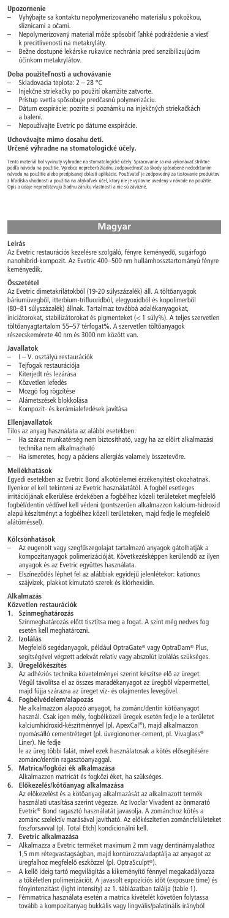**Upozornenie**

- Vyhýbajte sa kontaktu nepolymerizovaného materiálu s pokožkou, sliznicami a očami.
- Nepolymerizovaný materiál môže spôsobiť ľahké podráždenie a viesť k precitlivenosti na metakryláty.
- Bežne dostupné lekárske rukavice nechránia pred senzibilizujúcim účinkom metakrylátov.

**Doba použiteľnosti a uchovávanie**

- Skladovacia teplota: 2 – 28 °C
- Injekčné striekačky po použití okamžite zatvorte. Prístup svetla spôsobuje predčasnú polymerizáciu.
- Dátum expirácie: pozrite si poznámku na injekčných striekačkách a balení.
- Nepoužívajte Evetric po dátume expirácie.

**Uchovávajte mimo dosahu detí.**
**Určené výhradne na stomatologické účely.**

Tento materiál bol vyvinutý výhradne na stomatologické účely. Spracovanie sa má vykonávať striktne podľa návodu na použitie. Výrobca nepreberá žiadnu zodpovednosť za škody spôsobené nedodržaním návodu na použitie alebo predpísanej oblasti aplikácie. Používateľ je zodpovedný za testovanie produktov z hľadiska vhodnosti a použitia na akýkoľvek účel, ktorý nie je výslovne uvedený v návode na použitie. Opis a údaje nepredstavujú žiadnu záruku vlastností a nie sú záväzné.

## Magyar

**Leírás**

Az Evetric restaurációs kezelésre szolgáló, fényre keményedő, sugárfogó nanohibrid-kompozit. Az Evetric 400–500 nm hullámhossztartományú fényre keményedik.

**Összetétel**

Az Evetric dimetakrilátokból (19-20 súlyszázalék) áll. A töltőanyagok báriumüvegből, itterbium-trifluoridból, elegyoxidból és kopolimerből (80–81 súlyszázalék) állnak. Tartalmaz továbbá adalékanyagokat, iniciátorokat, stabilizátorokat és pigmenteket (< 1 súly%). A teljes szervetlen töltőanyagtartalom 55–57 térfogat%. A szervetlen töltőanyagok részecskemérete 40 nm és 3000 nm között van.

**Javallatok**

- I – V. osztályú restaurációk
- Tejfogak restaurációja
- Kiterjedt rés lezárása
- Közvetlen lefedés
- Mozgó fog rögzítése
- Alámetszések blokkolása
- Kompozit- és kerámialefedések javítása

**Ellenjavallatok**

Tilos az anyag használata az alábbi esetekben:

- Ha száraz munkaterület nem biztosítható, vagy ha az előírt alkalmazási technika nem alkalmazható
- Ha ismeretes, hogy a páciens allergiás valamely összetevőre.

**Mellékhatások**

Egyedi esetekben az Evetric Bond alkotóelemei érzékenységet okozhatnak. Ilyenkor el kell tekinteni az Evetric használatától. A fogbél esetleges irritációjának elkerülése érdekében a fogbélhez közeli területeket megfelelő fogbél/dentin védővel kell védeni (pontszerűen alkalmazzon kalcium-hidroxid alapú készítményt a fogbélhez közeli területeken, majd fedje le megfelelő alátéttel).

**Kölcsönhatások**

- Az eugenolt vagy szegfűszegolajat tartalmazó anyagok gátolhatják a kompozitanyagok polimerizációját. Következésképpen kerülendő az ilyen anyagok és az Evetric együttes használata.
- Elszíneződés léphet fel az alábbiak egyidejű jelenlétekor: kationos szájvizek, plakkot kimutató szerek és klórhexidin.

**Alkalmazás**

**Közvetlen restaurációk**

1. **Színmeghatározás**
   Színmeghatározás előtt tisztítsa meg a fogat. A szín még nedves fog esetén kell meghatározni.
2. **Izolálás**
   Megfelelő segédanyagok, például OptraGate® vagy OptraDam® Plus, segítségével végzett adekvát relatív vagy abszolút izolálás szükséges.
3. **Üregelőkészítés**
   Az adhéziós technika követelményei szerint készítse elő az üreget. Végül távolítsa el az összes maradékanyagot az üregből vízpermettel, majd fújja szárazra az üreget víz- és olajmentes levegővel.
4. **Fogbélvédelem/alapozás**
   Ne alkalmazzon alapozó anyagot, ha zománc/dentin kötőanyagot használ. Csak igen mély, fogbélközeli üregek esetén fedje le a területet kalciumhidroxid-készítménnyel (pl. ApexCal®), majd alkalmazzon nyomásálló cementréteget (pl. üvegionomer-cement, pl. Vivaglass® Liner). Ne fedje le az üreg többi falát, mivel ezek használatosak a kötés elősegítésére zománc/dentin ragasztóanyaggal.
5. **Matrica/fogközi ék alkalmazása**
   Alkalmazzon matricát és fogközi éket, ha szükséges.
6. **Előkezelés/kötőanyag alkalmazása**
   Az előkezelést és a kötőanyag alkalmazását az alkalmazott termék használati utasítása szerint végezze. Az Ivoclar Vivadent az önmarató Evetric® Bond ragasztó használatát javasolja. A zománchoz kötés a zománc szelektív marásával javítható. Az előkészítetlen zománcfelületeket foszforsavval (pl. Total Etch) kondicionálni kell.
7. **Evetric alkalmazása**
   - Alkalmazza a Evetric terméket maximum 2 mm vagy dentinárnyalathoz 1,5 mm rétegvastagságban, majd kontúrozza/adaptálja az anyagot az üregfalhoz megfelelő eszközzel (pl. OptraSculpt®).
   - A kellő ideig tartó megvilágítás a kikeményítő fénnyel megakadályozza a tökéletlen polimerizációt. A javasolt expozíciós időt (exposure time) és fényintenzitást (light intensity) az 1. táblázatban találja (table 1).
   - Fémmatrica használata esetén a matrica kivételét követően folytassa tovább a kompozitanyag bukkális vagy lingvális/palatinális irányból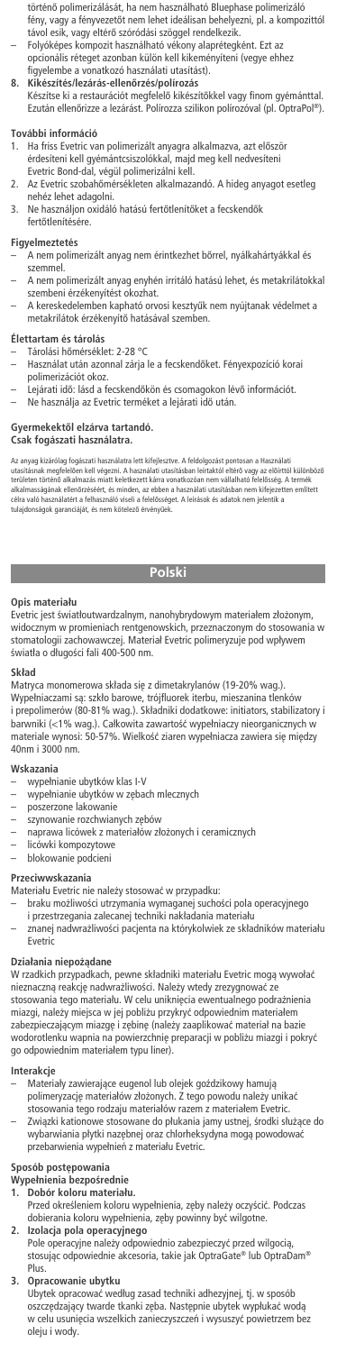történő polimerizálását, ha nem használható Bluephase polimerizáló fény, vagy a fényvezetőt nem lehet ideálisan behelyezni, pl. a kompozittól távol esik, vagy eltérő szóródási szöggel rendelkezik.
– Folyóképes kompozit használható vékony alaprétegként. Ezt az opcionális réteget azonban külön kell kikeményíteni (vegye ehhez figyelembe a vonatkozó használati utasítást).

**8. Kikészítés/lezárás-ellenőrzés/polírozás**
Készítse ki a restaurációt megfelelő kikészítőkkel vagy finom gyémánttal. Ezután ellenőrizze a lezárást. Polírozza szilikon polírozóval (pl. OptraPol®).

**További információ**
1. Ha friss Evetric van polimerizált anyagra alkalmazva, azt először érdesíteni kell gyémántcsiszolókkal, majd meg kell nedvesíteni Evetric Bond-dal, végül polimerizálni kell.
2. Az Evetric szobahőmérsékleten alkalmazandó. A hideg anyagot esetleg nehéz lehet adagolni.
3. Ne használjon oxidáló hatású fertőtlenítőket a fecskendők fertőtlenítésére.

**Figyelmeztetés**
– A nem polimerizált anyag nem érintkezhet bőrrel, nyálkahártyákkal és szemmel.
– A nem polimerizált anyag enyhén irritáló hatású lehet, és metakrilátokkal szembeni érzékenyítést okozhat.
– A kereskedelemben kapható orvosi kesztyűk nem nyújtanak védelmet a metakrilátok érzékenyítő hatásával szemben.

**Élettartam és tárolás**
– Tárolási hőmérséklet: 2-28 °C
– Használat után azonnal zárja le a fecskendőket. Fényexpozíció korai polimerizációt okoz.
– Lejárati idő: lásd a fecskendőkön és csomagokon lévő információt.
– Ne használja az Evetric terméket a lejárati idő után.

**Gyermekektől elzárva tartandó.**
**Csak fogászati használatra.**

Az anyag kizárólag fogászati használatra lett kifejlesztve. A feldolgozást pontosan a Használati utasításnak megfelelően kell végezni. A használati utasításban leírtaktól eltérő vagy az előírttól különböző területen történő alkalmazás miatt keletkezett kárra vonatkozóan nem vállalható felelősség. A termék alkalmasságának ellenőrzéséért, és minden, az ebben a használati utasításban nem kifejezetten említett célra való használatért a felhasználó viseli a felelősséget. A leírások és adatok nem jelentik a tulajdonságok garanciáját, és nem kötelező érvényűek.

## Polski

**Opis materiału**
Evetric jest światłoutwardzalnym, nanohybrydowym materiałem złożonym, widocznym w promieniach rentgenowskich, przeznaczonym do stosowania w stomatologii zachowawczej. Materiał Evetric polimeryzuje pod wpływem światła o długości fali 400-500 nm.

**Skład**
Matryca monomerowa składa się z dimetakrylanów (19-20% wag.). Wypełniaczami są: szkło barowe, trójfluorek iterbu, mieszanina tlenków i prepolimerów (80-81% wag.). Składniki dodatkowe: initiators, stabilizatory i barwniki (<1% wag.). Całkowita zawartość wypełniaczy nieorganicznych w materiale wynosi: 50-57%. Wielkość ziaren wypełniacza zawiera się między 40nm i 3000 nm.

**Wskazania**
– wypełnianie ubytków klas I-V
– wypełnianie ubytków w zębach mlecznych
– poszerzone lakowanie
– szynowanie rozchwianych zębów
– naprawa licówek z materiałów złożonych i ceramicznych
– licówki kompozytowe
– blokowanie podcieni

**Przeciwwskazania**
Materiału Evetric nie należy stosować w przypadku:
– braku możliwości utrzymania wymaganej suchości pola operacyjnego i przestrzegania zalecanej techniki nakładania materiału
– znanej nadwrażliwości pacjenta na którykolwiek ze składników materiału Evetric

**Działania niepożądane**
W rzadkich przypadkach, pewne składniki materiału Evetric mogą wywołać nieznaczną reakcję nadwrażliwości. Należy wtedy zrezygnować ze stosowania tego materiału. W celu uniknięcia ewentualnego podrażnienia miazgi, należy miejsca w jej pobliżu przykryć odpowiednim materiałem zabezpieczającym miazgę i zębinę (należy zaaplikować materiał na bazie wodorotlenku wapnia na powierzchnię preparacji w pobliżu miazgi i pokryć go odpowiednim materiałem typu liner).

**Interakcje**
– Materiały zawierające eugenol lub olejek goździkowy hamują polimeryzację materiałów złożonych. Z tego powodu należy unikać stosowania tego rodzaju materiałów razem z materiałem Evetric.
– Związki kationowe stosowane do płukania jamy ustnej, środki służące do wybarwiania płytki nazębnej oraz chlorheksydyna mogą powodować przebarwienia wypełnień z materiału Evetric.

**Sposób postępowania**
**Wypełnienia bezpośrednie**
**1. Dobór koloru materiału.**
Przed określeniem koloru wypełnienia, zęby należy oczyścić. Podczas dobierania koloru wypełnienia, zęby powinny być wilgotne.
**2. Izolacja pola operacyjnego**
Pole operacyjne należy odpowiednio zabezpieczyć przed wilgocią, stosując odpowiednie akcesoria, takie jak OptraGate® lub OptraDam® Plus.
**3. Opracowanie ubytku**
Ubytek opracować według zasad techniki adhezyjnej, tj. w sposób oszczędzający twarde tkanki zęba. Następnie ubytek wypłukać wodą w celu usunięcia wszelkich zanieczyszczeń i wysuszyć powietrzem bez oleju i wody.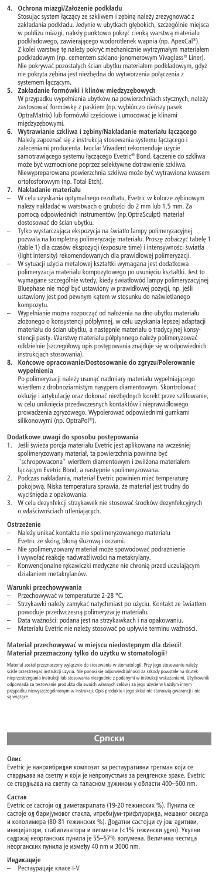4. **Ochrona miazgi/Założenie podkładu**
   Stosując system łączący ze szkliwem i zębiną należy zrezygnować z zakładania podkładu. Jedynie w ubytkach głębokich, szczególnie miejsca w pobliżu miazgi, należy punktowo pokryć cienką warstwą materiału podkładowego, zawierającego wodorotlenek wapnia (np. ApexCal®). Z kolei warstwę tę należy pokryć mechanicznie wytrzymałym materiałem podkładowym (np. cementem szklano-jonomerowym Vivaglass® Liner). Nie pokrywać pozostałych ścian ubytku materiałem podkładowym, gdyż nie pokryta zębina jest niezbędna do wytworzenia połączenia z systemem łączącym.
5. **Zakładanie formówki i klinów międzyzębowych**
   W przypadku wypełniania ubytków na powierzchniach stycznych, należy zastosować formówkę z paskiem (np. wybiórczo cieńszy pasek OptraMatrix) lub formówki częściowe i umocować je klinami międzyzębowymi.
6. **Wytrawianie szkliwa i zębiny/Nakładanie materiału łączącego**
   Należy zapoznać się z instrukcją stosowania systemu łączącego i zaleceniami producenta. Ivoclar Vivadent rekomenduje użycie samotrawiącego systemu łączącego Evetric® Bond. Łączenie do szkliwa może być wzmocnione poprzez selektywne dotrawianie szkliwa. Niewypreparowana powierzchnia szkliwa może być wytrawiona kwasem ortofosforowym (np. Total Etch).
7. **Nakładanie materiału**
   - W celu uzyskania optymalnego rezultatu, Evetric w kolorze zębinowym należy nakładać w warstwach o grubości do 2 mm lub 1,5 mm. Za pomocą odpowiednich instrumentów (np.OptraSculpt) materiał dostosować do ścian ubytku.
   - Tylko wystarczająca ekspozycja na światło lampy polimeryzacyjnej pozwala na kompletną polimeryzację materiału. Proszę zobaczyć tabelę 1 (table 1) dla czasów ekspozycji (exposure time) i intensywności światła (light intensity) rekomendowanych dla prawidłowej polimeryzacji.
   - W sytuacji użycia metalowej kształtki wymagana jest dodatkowa polimeryzacja materiału kompozytowego po usunięciu kształtki. Jest to wymagane szczególnie wtedy, kiedy światłowód lampy polimeryzacyjnej Bluephase nie mógł być ustawiony w prawidłowej pozycji, np. jeśli ustawiony jest pod pewnym kątem w stosunku do naświetlanego kompozytu.
   - Wypełnianie można rozpocząć od nałożenia na dno ubytku materiału złożonego o konsystencji półpłynnej, w celu uzyskania lepszej adaptacji materiału do ścian ubytku, a następnie materiału o tradycyjnej konsystencji pasty. Warstwę materiału półpłynnego należy polimeryzować oddzielnie (szczegółowy opis postępowania znajduje się w odpowiednich instrukcjach stosowania).
8. **Końcowe opracowanie/Dostosowanie do zgryzu/Polerowanie wypełnienia**
   Po polimeryzacji należy usunąć nadmiary materiału wypełniającego wiertłem z drobnoziarnistym nasypem diamentowym. Skontrolować okluzję i artykulację oraz dokonać niezbędnych korekt przez szlifowanie, w celu uniknięcia przedwczesnych kontaktów i nieprawidłowego prowadzenia zgryzowego. Wypolerować odpowiednimi gumkami silikonowymi (np. OptraPol®).

**Dodatkowe uwagi do sposobu postępowania**

1. Jeśli świeża porcja materiału Evetric jest aplikowana na wcześniej spolimeryzowany materiał, ta powierzchnia powinna być "schropowacona" wiertłem diamentowym i zwilżona materiałem łączącym Evetric Bond, a następnie spolimeryzowana.
2. Podczas nakładania, materiał Evetric powinien mieć temperaturę pokojową. Niska temperatura sprawia, że materiał jest trudny do wyciśnięcia z opakowania.
3. W celu dezynfekcji strzykawek nie stosować środków dezynfekcyjnych o właściwościach utleniających.

**Ostrzeżenie**

- Należy unikać kontaktu nie spolimeryzowanego materiału Evetric ze skórą, błoną śluzową i oczami.
- Nie spolimeryzowany materiał może spowodować podrażnienie i wywołać reakcję nadwrażliwości na metakrylany.
- Konwencjonalne rękawiczki medyczne nie chronią przed uczulającym działaniem metakrylanów.

**Warunki przechowywania**

- Przechowywać w temperaturze 2-28 °C.
- Strzykawki należy zamykać natychmiast po użyciu. Kontakt ze światłem powoduje przedwczesną polimeryzację materiału.
- Data ważności: podana jest na strzykawkach i na opakowaniu.
- Materiału Evetric nie należy stosować po upływie terminu ważności.

**Materiał przechowywać w miejscu niedostępnym dla dzieci!**
**Materiał przeznaczony tylko do użytku w stomatologii!**

Materiał został przeznaczony wyłącznie do stosowania w stomatologii. Przy jego stosowaniu należy ściśle przestrzegać instrukcji użycia. Nie ponosi się odpowiedzialności za szkody powstałe na skutek nieprzestrzegania instrukcji lub stosowania niezgodnie z podanymi w instrukcji wskazaniami. Użytkownik odpowiada za testowanie produktu dla swoich własnych celów i za jego użycie w każdym innym przypadku niewyszczególnionym w instrukcji. Opis produktu i jego skład nie stanowią gwarancji i nie są wiążące.

## Српски

**Опис**

Evetric је нанохибридни композит за рестауративни третман који се стврдњава на светлу и који је непропустљив за рендгенске зраке. Evetric се стврдњава на светлу са таласном дужином у области 400–500 nm.

**Састав**

Evetric се састоји од диметакрилата (19-20 тежинских %). Пунила се састоје од баријумовог стакла, итербијум-трифлуорида, мешаног оксида и кополимера (80-81 тежинских %). Додатни састојци су још адитиви, иницијатори, стабилизатори и пигменти (<1% тежински удео). Укупни садржај неорганских пунила је 55–57% волумена. Величина честица неорганских пунила је између 40 nm и 3000 nm.

**Индикације**

- Рестаурације класе I-V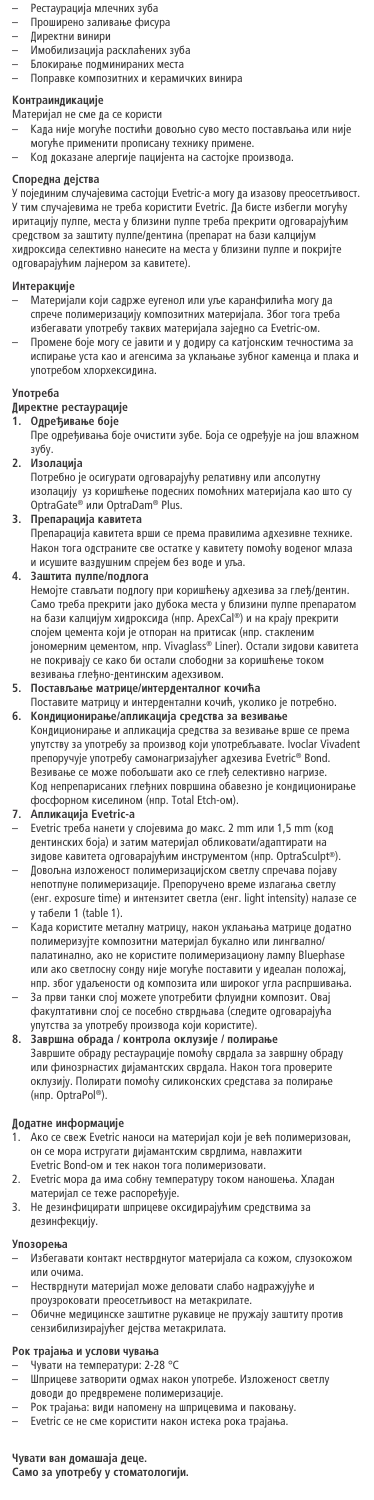- Рестаурација млечних зуба
- Проширено заливање фисура
- Директни винири
- Имобилизација расклаћених зуба
- Блокирање подминираних места
- Поправке композитних и керамичких винира

**Контраиндикације**

Материјал не сме да се користи
- Када није могуће постићи довољно суво место постављања или није могуће применити прописану технику примене.
- Код доказане алергије пацијента на састојке производа.

**Споредна дејства**

У појединим случајевима састојци Evetric-а могу да изазову преосетљивост. У тим случајевима не треба користити Evetric. Да бисте избегли могућу иритацију пулпе, места у близини пулпе треба прекрити одговарајућим средством за заштиту пулпе/дентина (препарат на бази калцијум хидроксида селективно нанесите на места у близини пулпе и покријте одговарајућим лајнером за кавитете).

**Интеракције**
- Материјали који садрже еугенол или уље каранфилића могу да спрече полимеризацију композитних материјала. Због тога треба избегавати употребу таквих материјала заједно са Evetric-ом.
- Промене боје могу се јавити и у додиру са катјонским течностима за испирање уста као и агенсима за уклањање зубног каменца и плака и употребом хлорхексидина.

**Употреба**

**Директне рестаурације**

1. **Одређивање боје**
   Пре одређивања боје очистити зубе. Боја се одређује на још влажном зубу.
2. **Изолација**
   Потребно је осигурати одговарајућу релативну или апсолутну изолацију уз коришћење подесних помоћних материјала као што су OptraGate® или OptraDam® Plus.
3. **Препарација кавитета**
   Препарација кавитета врши се према правилима адхезивне технике. Након тога одстраните све остатке у кавитету помоћу воденог млаза и исушите ваздушним спрејем без воде и уља.
4. **Заштита пулпе/подлога**
   Немојте стављати подлогу при коришћењу адхезива за глеђ/дентин. Само треба прекрити јако дубока места у близини пулпе препаратом на бази калцијум хидроксида (нпр. ApexCal®) и на крају прекрити слојем цемента који је отпоран на притисак (нпр. стакленим јономерним цементом, нпр. Vivaglass® Liner). Остали зидови кавитета не покривају се како би остали слободни за коришћење током везивања глеђно-дентинским адхезивом.
5. **Постављање матрице/интерденталног кочића**
   Поставите матрицу и интердентални кочић, уколико је потребно.
6. **Кондиционирање/апликација средства за везивање**
   Кондиционирање и апликација средства за везивање врше се према упутству за употребу за производ који употребљавате. Ivoclar Vivadent препоручује употребу самонагризајућег адхезива Evetric® Bond. Везивање се може побољшати ако се глеђ селективно нагризе. Код непрепарисаних глеђних површина обавезно је кондиционирање фосфорном киселином (нпр. Total Etch-om).
7. **Апликација Evetric-а**
   - Evetric треба нанети у слојевима до макс. 2 mm или 1,5 mm (код дентинских боја) и затим материјал обликовати/адаптирати на зидове кавитета одговарајућим инструментом (нпр. OptraSculpt®).
   - Довољна изложеност полимеризацијском светлу спречава појаву непотпуне полимеризације. Препоручено време излагања светлу (енг. exposure time) и интензитет светла (енг. light intensity) налазе се у табели 1 (table 1).
   - Када користите металну матрицу, након уклањања матрице додатно полимеризујте композитни материјал букално или лингвално/палатинално, ако не користите полимеризациону лампу Bluephase или ако светлосну сонду није могуће поставити у идеалан положај, нпр. због удаљености од композита или широког угла распршивања.
   - За први танки слој можете употребити флуидни композит. Овај факултативни слој се посебно стврдњава (следите одговарајућа упутства за употребу производа који користите).
8. **Завршна обрада / контрола оклузије / полирање**
   Завршите обраду рестаурације помоћу сврдала за завршну обраду или финозрнастих дијамантских сврдала. Након тога проверите оклузију. Полирати помоћу силиконских средстава за полирање (нпр. OptraPol®).

**Додатне информације**

1. Ако се свеж Evetric наноси на материјал који је већ полимеризован, он се мора исхрапавити дијамантским сврдлима, навлажити Evetric Bond-ом и тек након тога полимеризовати.
2. Evetric мора да има собну температуру током наношења. Хладан материјал се теже распоређује.
3. Не дезинфиковати шприцеве оксидирајућим средствима за дезинфекцију.

**Упозорења**
- Избегавати контакт нестврднутог материјала са кожом, слузокожом или очима.
- Нестврднути материјал може деловати слабо надражујуће и проузроковати преосетљивост на метакрилате.
- Обичне медицинске заштитне рукавице не пружају заштиту против сензибилизирајућег дејства метакрилата.

**Рок трајања и услови чувања**
- Чувати на температури: 2-28 °C
- Шприцеве затворити одмах након употребе. Изложеност светлу доводи до предвремене полимеризације.
- Рок трајања: види напомену на шприцевима и паковању.
- Evetric се не сме користити након истека рока трајања.

**Чувати ван домашаја деце.**
**Само за употребу у стоматологији.**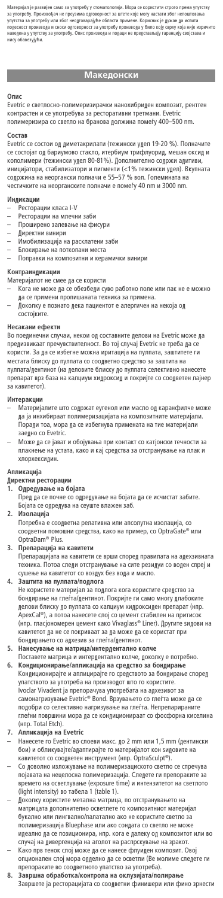Материјал је развијен само за употребу у стоматологији. Мора се користити строго према упутству за употребу. Произвођач не преузима одговорност за штете које могу настати због непоштовања упутства за употребу или због неодговарајуће области примене. Корисник је дужан да испита подесност производа и сноси одговорност за употребу производа у било коју сврху која није изричито наведена у упутству за употребу. Опис производа и подаци не представљају гаранцију својстава и нису обавезујући.

## Македонски

### Опис

Evetric е светлосно-полимеризирачки нанохибриден композит, рентген контрастен и се употребува за ресторативни третмани. Evetric полимеризира со светло на бранова должина помеѓу 400–500 nm.

### Состав

Evetric се состои од диметакрилати (тежински удел 19-20 %). Полначите се состојат од бариумово стакло, итербиум трифлуорид, мешан оксид и кополимери (тежински удел 80-81%). Дополнително содржи адитиви, иницијатори, стабилизатори и пигменти (<1% тежински удел). Вкупната содржина на неоргански полначи е 55–57 % вол. Големината на честичките на неорганските полначи е помеѓу 40 nm и 3000 nm.

### Индикации

- Реставрации класа I-V
- Реставрации на млечни заби
- Проширено залевање на фисури
- Директни винири
- Имобилизација на расклатени заби
- Блокирање на потокопани места
- Поправки на композитни и керамички винири

### Контраиндикации

Материјалот не смее да се користи

- Кога не може да се обезбеди суво работно поле или пак не е можно да се примени пропишаната техника за примена.
- Доколку е познато дека пациентот е алергичен на некоја од состојките.

### Несакани ефекти

Во поединечни случаи, некои од составните делови на Evetric може да предизвикаат пречувствителност. Во тој случај Evetric не треба да се користи. За да се избегне можна иритација на пулпата, заштитете ги местата блиску до пулпата со соодветно средство за заштита на пулпата/дентинот (на деловите блиску до пулпата селективно нанесете препарат врз база на калциум хидроксид и покријте со соодветен лајнер за кавитетот).

### Интеракции

- Материјалите што содржат еугенол или масло од каранфилче може да ја инхибираат полимеризацијата на композитните материјали. Поради тоа, мора да се избегнува примената на тие материјали заедно со Evetric.
- Може да се јават и обојување при контакт со катјонски течности за плакнење на устата, како и кај средства за отстранување на плак и хлорхексидин.

### Апликација

#### Директни реставрации

1. **Одредување на бојата**
   Пред да се почне со одредување на бојата да се исчистат забите. Бојата се одредува на сеуште влажен заб.
2. **Изолација**
   Потребна е соодветна релативна или апсолутна изолација, со соодветни помошни средства, како на пример, со OptraGate® или OptraDam® Plus.
3. **Препарација на кавитети**
   Препарацијата на кавитети се врши според правилата на адхезивната техника. Потоа следи отстранување на сите резидуи со воден спреј и сушење на кавитетот со воздух без вода и масло.
4. **Заштита на пулпата/подлога**
   Не користете материјал за подлога кога користите средство за бондирање на глеѓта/дентинот. Покријте ги само многу длабоките делови блиску до пулпата со калциум хидроксиден препарат (нпр. ApexCal®), а потоа нанесете слој со цемент стабилен на притисок (нпр. глас­јономерен цемент како Vivaglass® Liner). Другите ѕидови на кавитетот да не се покриваат за да може да се користат при бондирањето со адхезив за глеѓта/дентинот.
5. **Нанесување на матрица/интердентално колче**
   Поставете матрица и интердентално колче, доколку е потребно.
6. **Кондиционирање/апликација на средство за бондирање**
   Кондиционирајте и апплицирајте го средството за бондирање според упатството за употреба на производот што го користите. Ivoclar Vivadent ја препорачува употребата на адхезивот за самонагризување Evetric® Bond. Врзувањето со глеѓта може да се подобри со селективно нагризување на глеѓта. Непрепарираните глеѓни површини мора да се кондиционираат со фосфорна киселина (нпр. Total Etch).
7. **Апликација на Evetric**
   - Нанесете го Evetric во слоеви макс. до 2 mm или 1,5 mm (дентински бои) и обликувајте/адаптирајте го материјалот кон ѕидовите на кавитетот со соодветен инструмент (нпр. OptraSculpt®).
   - Со доволно изложување на полимеризациското светло се спречува појавата на нецелосна полимеризација. Следете ги препораките за времето на осветлување (exposure time) и интензитетот на светлото (light intensity) во табела 1 (table 1).
   - Доколку користите метална матрица, по отстранувањето на матрицата дополнително осветлете го композитниот материјал букално или лингвално/палатално ако не користите светло за полимеризација Bluephase или ако сондата со светло не може идеално да се позиционира, нпр. кога е далеку од композитот или во случај на дивергенција на аголот на распрскување на зракот.
   - Како прв тенок слој може да се нанесе флуиден композит. Овој опционален слој мора одделно да се осветли (Ве молиме следете ги препораките во соодветното упатство за употреба).
8. **Завршна обработка/контрола на оклузијата/полирање**
   Завршете ја реставрацијата со соодветни финишери или фино зрнести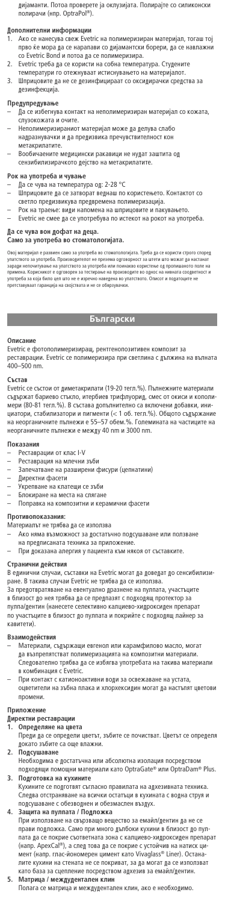дијаманти. Потоа проверете ја оклузијата. Полирајте со силиконски полирачи (нпр. OptraPol®).

**Дополнителни информации**

1. Ако се нанесува свеж Evetric на полимеризиран материјал, тогаш тој прво ќе мора да се нарапави со дијамантски борери, да се навлажни со Evetric Bond и потоа да се полимеризира.
2. Evetric треба да се користи на собна температура. Студените температури го отежнуваат истиснувањето на материјалот.
3. Шприцовите да не се дезинфицираат со оксидирачки средства за дезинфекција.

**Предупредување**

– Да се избегнува контакт на неполимеризиран материјал со кожата, слузокожата и очите.
– Неполимеризираниот материјал може да делува слабо надразнувачки и да предизвика пречувствителност кон метакрилатите.
– Вообичаените медицински ракавици не нудат заштита од сензибилизирачкото дејство на метакрилатите.

**Рок на употреба и чување**

– Да се чува на температура од: 2-28 °C
– Шприцовите да се затворат веднаш по користењето. Контактот со светло предизвикува предвремена полимеризација.
– Рок на траење: види напомена на шприцовите и пакувањето.
– Evetric не смее да се употребува по истекот на рокот на употреба.

**Да се чува вон дофат на деца.**
**Само за употреба во стоматологијата.**

Овој материјал е развиен само за употреба во стоматологијата. Треба да се користи строго според упатството за употреба. Производителот не презема одговорност за штети што може да настанат заради непочитување на упатството за употреба или поинакво користење од пропишаното поле на примена. Корисникот е одговорен за тестирање на производите во однос на нивната соодветност и употреба за која било цел што не е изречно наведена во упатството. Описот и податоците не претставуваат гаранција на својствата и не се обврзувачки.

## Български

**Описание**
Evetric е фотополимеризиращ, рентгеноконтрастен композит за реставрации. Evetric се полимеризира при светлина с дължина на вълната 400–500 nm.

**Състав**
Evetric се състои от диметакрилати (19-20 тегл.%). Пълнежните материали съдържат бариево стъкло, итербиев трифлуорид, смес от окиси и кополимери (80-81 тегл.%). В състава допълнително са включени добавки, инициатори, стабилизатори и пигменти (< 1 об. тегл.%). Общото съдържание на неорганичните пълнежи е 55–57 обем.%. Големината на частиците на неорганичните пълнежи е между 40 nm и 3000 nm.

**Показания**

– Реставрации от клас I-V
– Реставрация на млечни зъби
– Запечатване на разширени фисури (цепнатини)
– Директни фасети
– Укрепване на клатещи се зъби
– Блокиране на места на слягане
– Поправка на композитни и керамични фасети

**Противопоказания:**
Материалът не трябва да се използва
– Ако няма възможност за достатъчно подсушаване или ползване на предписаната техника за приложение.
– При доказана алергия у пациента към някоя от съставките.

**Странични действия**
В единични случаи, съставки на Evetric могат да доведат до сенсибилизиране. В такива случаи Evetric не трябва да се използва.
За предотвратяване на евентуално дразнене на пулпата, участъците в близост до нея трябва да се предпазят с подходящ протектор за пулпа/дентин (нанесете селективно калциево-хидроксиден препарат по участъците в близост до пулпата и покрийте с подходящ лайнер за кавитети).

**Взаимодействия**

– Материали, съдържащи евгенол или карамфилово масло, могат да възпрепятстват полимеризацията на композитни материали. Следователно трябва да се избягва употребата на такива материали в комбинация с Evetric.
– При контакт с катионоактивни води за освежаване на устата, оцветители на зъбна плака и хлорхексидин могат да настъпят цветови промени.

**Приложение**
**Директни реставрации**

1. **Определяне на цвета**
   Преди да се определи цветът, зъбите се почистват. Цветът се определя докато зъбите са още влажни.
2. **Подсушаване**
   Необходима е достатъчна или абсолютна изолация посредством подходящи помощни материали като OptraGate® или OptraDam® Plus.
3. **Подготовка на кухините**
   Кухините се подготвят съгласно правилата на адхезивната техника. Следва отстраняване на всички остатъци в кухината с водна струя и подсушаване с обезводнен и обезмаслен въздух.
4. **Защита на пулпата / Подложка**
   При използване на свързващо вещество за емайл/дентин да не се прави подложка. Само при много дълбоки кухини в близост до пулпата да се покрие съответната зона с калциево-хидроксиден препарат (напр. ApexCal®), а след това да се покрие с устойчив на натиск цимент (напр. глас-йономерен цимент като Vivaglass® Liner). Останалите кухини на стената не се покриват, за да могат да се използват като база за сцепление посредством адхезив за емайл/дентин.
5. **Матрица / междудентален клин**
   Полага се матрица и междудентален клин, ако е необходимо.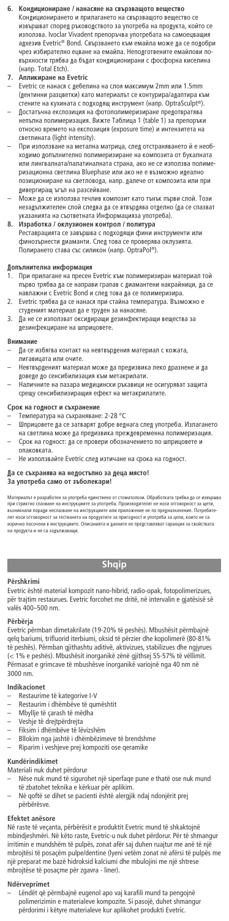6. **Кондициониране / нанасяне на свързващото вещество**
Кондиционирането и прилагането на свързващото вещество се извършват според ръководството за употреба на продукта, който се използва. Ivoclar Vivadent препоръчва употребата на самоецващия адхезив Evetric® Bond. Свързването към емайла може да се подобри чрез избирателно ецване на емайла. Неподготвените емайлови повърхности трябва да бъдат кондиционирани с фосфорна киселина (напр. Total Etch).
7. **Апликиране на Evetric**
– Evetric се нанася с дебелина на слоя максимум 2mm или 1.5mm (дентинни разцветки) като материалът се контурира/адаптира към стените на кухината с подходящ инструмент (напр. OptraSculpt®).
– Достатъчна експозиция на фотополимеризиране предотвратява непълна полимеризация. Вижте Таблица 1 (table 1) за препоръки относно времето на експозиция (exposure time) и интензитета на светлината (light intensity).
– При използване на метална матрица, след отстраняването ѝ е необходимо допълнително полимеризиране на композита от букалната или лингвалната/палатиналната страна, ако не се използва полимеризационна светлина Bluephase или ако не е възможно идеално позициониране на световода, напр. далече от композита или при дивергиращ ъгъл на разсейване.
– Може да се използва течлив композит като тънък първи слой. Този незадължителен слой следва да се втвърдява отделно (да се спазват указанията на съответната Информацияза употреба).
8. **Изработка / оклузионен контрол / политура**
Реставрацията се завършва с подходящи фини инструменти или финозърнести диаманти. След това се проверява оклузията. Полирането става със силикон (напр. OptraPol®).

**Допълнителна информация**
1. При прилагане на пресен Evetric към полимеризиран материал той първо трябва да се направи грапав с диамантени накрайници, да се навлажни с Evetric Bond и след това да се полимеризира.
2. Evetric трябва да се нанася при стайна температура. Възможно е студеният материал да е труден за нанасяне.
3. Да не се използват оксидиращи дезинфектиращи вещества за дезинфекциране на шприцовете.

**Внимание**
– Да се избягва контакт на невтвърдения материал с кожата, лигавицата или очите.
– Невтвърденият материал може да предизвика леко дразнене и да доведе до сенсибилизация към метакрилати.
– Наличните на пазара медицински ръкавици не осигуряват защита срещу сенсибилизиращия ефект на метакрилатите.

**Срок на годност и съхранение**
– Температура на съхраняване: 2-28 °C
– Шприцовете да се затварят добре веднага след употреба. Излагането на светлина може да предизвика преждевременна полимеризация.
– Срок на годност: да се провери обозначението по шприцовете и опаковката.
– Не използвайте Evetric след изтичане на срока на годност.

**Да се съхранява на недостъпно за деца място!**
**За употреба само от зъболекари!**

Материалът е разработен за употреба единствено от стоматолози. Обработката трябва да се извършва при стриктно спазване на инструкциите за употреба. Производителят не носи отговорност за щети, възникнали поради неспазване на инструкциите или приложение не по предназначение. Потребителят носи отговорност за тестването на продуктите за пригодност и употреба за цели, които не са изрично посочени в инструкциите. Описанията и данните не представляват гаранция за свойствата на продукта и не са задължаващи.

## Shqip

**Përshkrimi**
Evetric është material kompozit nano-hibrid, radio-opak, fotopolimerizues, për trajtim restaurues. Evetric forcohet me dritë, në intervalin e gjatësisë së valës 400–500 nm.

**Përbërja**
Evetric përmban dimetakrilate (19-20% të peshës). Mbushësit përmbajnë qelq bariumi, trifluorid iterbiumi, oksid të përzier dhe kopolimerë (80-81% të peshës). Përmban gjithashtu aditivë, aktivizues, stabilizues dhe ngjyrues (< 1% e peshës). Mbushësit inorganikë zënë gjithsej 55-57% të vëllimit. Përmasat e grimcave të mbushësve inorganikë variojnë nga 40 nm në 3000 nm.

**Indikacionet**
– Restaurime të kategorive I-V
– Restaurim i dhëmbëve të qumështit
– Mbyllje të çarash të mëdha
– Veshje të drejtpërdrejta
– Fiksim i dhëmbëve të lëvizshëm
– Bllokim nga jashtë i dhëmbëzimeve të brendshme
– Riparim i veshjeve prej kompoziti ose qeramike

**Kundërindikimet**
Materiali nuk duhet përdorur
– Nëse nuk mund të sigurohet një sipërfaqe pune e thatë ose nuk mund të zbatohet teknika e kërkuar për aplikim.
– Në qoftë se dihet se pacienti është alergjik ndaj ndonjërit prej përbërësve.

**Efektet anësore**
Në raste të veçanta, përbërësit e produktit Evetric mund të shkaktojnë mbindjeshmëri. Në këto raste, Evetric-u nuk duhet përdorur. Për të shmangur irritimin e mundshëm të pulpës, zonat afër saj duhen ruajtur me anë të një mbrojtësi të posaçëm pulpe/dentine (lyeni vetëm zonat në afërsi të pulpës me një preparat me bazë hidroksid kalciumi dhe mbulojini me një shtresë mbrojtëse të posaçme për zgavra - liner).

**Ndërveprimet**
– Lëndët që përmbajnë eugenol apo vaj karafili mund ta pengojnë polimerizimin e materialeve kompozite. Si pasojë, duhet shmangur përdorimi i këtyre materialeve kur aplikohet produkti Evetric.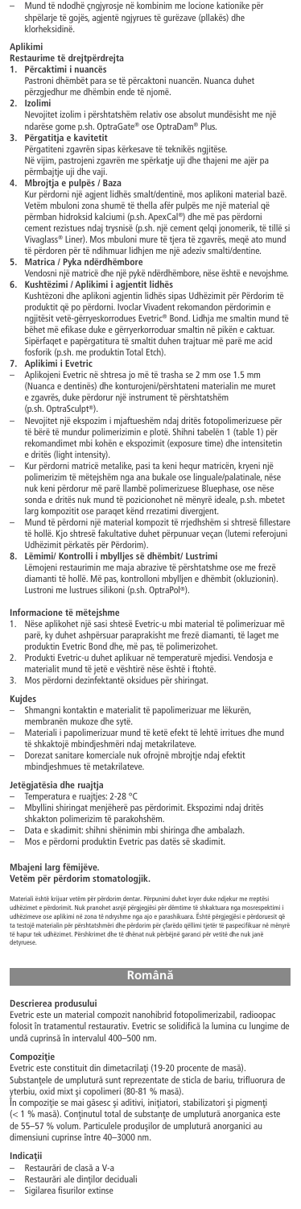– Të ndodhë cngjyrosje në kombinim me locione kationike për shpëlarje të gojës, agjentë ngjyrues të gurëzave (pllakës) dhe klorheksidinë.

## Aplikimi

### Restaurime të drejtpërdrejta

1. **Përcaktimi i nuancës**
   Pastroni dhëmbët para se të përcaktoni nuancën. Nuanca duhet përgjedhur me dhëmbin ende të njomë.
2. **Izolimi**
   Nevojitet izolim i përshtatshëm relativ ose absolut mundësisht me një ndarëse gome p.sh. OptraGate® ose OptraDam® Plus.
3. **Përgatitja e kavitetit**
   Përgatiteni zgavrën sipas kërkesave të teknikës ngjitëse.
   Në vijim, pastrojeni zgavrën me spërkatje uji dhe thajeni me ajër pa përmbajtje uji dhe vaji.
4. **Mbrojtja e pulpës / Baza**
   Kur përdorni një agjent lidhës smalt/dentinë, mos aplikoni material bazë. Vetëm mbuloni zona shumë të thella afër pulpës me një material që përmban hidroksid kalciumi (p.sh. ApexCal®) dhe më pas përdorni cement rezistues ndaj trysnisë (p.sh. një cement qelqi jonomerik, të tillë si Vivaglass® Liner). Mos mbuloni mure të tjera të zgavrës, meqë ato mund të përdoren për të ndihmuar lidhjen me një adeziv smalti/dentine.
5. **Matrica / Pyka ndërdhëmbore**
   Vendosni një matricë dhe një pykë ndërdhëmbore, nëse është e nevojshme.
6. **Kushtëzimi / Aplikimi i agjentit lidhës**
   Kushtëzoni dhe aplikoni agjentin lidhës sipas Udhëzimit për Përdorim të produktit që po përdorni. Ivoclar Vivadent rekomandon përdorimin e ngjitësit vetë-gërryeskorodues Everitc® Bond. Lidhja me smaltin mund të bëhet më efikase duke e gërryerkorroduar smaltin në pikën e caktuar. Sipërfaqet e papërgatitura të smaltit duhen trajtuar më parë me acid fosforik (p.sh. me produktin Total Etch).
7. **Aplikimi i Evetric**
   – Aplikojeni Evetric në shtresa jo më të trasha se 2 mm ose 1.5 mm (Nuanca e dentinës) dhe konturojeni/përshtateni materialin me muret e zgavrës, duke përdorur një instrument të përshtatshëm (p.sh. OptraSculpt®).
   – Nevojitet një ekspozim i mjaftueshëm ndaj dritës fotopolimerizuese për të bërë të mundur polimerizimin e plotë. Shihni tabelën 1 (table 1) për rekomandimet mbi kohën e ekspozimit (exposure time) dhe intensitetin e dritës (light intensity).
   – Kur përdorni matricë metalike, pasi ta keni hequr matricën, kryeni një polimerizim të mëtejshëm nga ana bukale ose linguale/palatinale, nëse nuk keni përdorur më parë llambë polimerizuese Bluephase, ose nëse sonda e dritës nuk mund të pozicionohet në mënyrë ideale, p.sh. mbetet larg kompozitit ose paraqet kënd rrezatimi divergjent.
   – Mund të përdorni një material kompozit të rrjedhshëm si shtresë fillestare të hollë. Kjo shtresë fakultative duhet përpunuar veçan (lutemi referojuni Udhëzimit përkatës për Përdorim).
8. **Lëmimi/ Kontrolli i mbylljes së dhëmbit/ Lustrimi**
   Lëmojeni restaurimin me maja abrazive të përshtatshme ose me frezë diamanti të hollë. Më pas, kontrolloni mbylljen e dhëmbit (okluzionin). Lustroni me lustrues silikoni (p.sh. OptraPol®).

## Informacione të mëtejshme

1. Nëse aplikohet një sasi shtesë Evetric-u mbi material të polimerizuar më parë, ky duhet ashpërsuar paraprakisht me frezë diamanti, të lagët me produktin Evetric Bond dhe, më pas, të polimerizohet.
2. Produkti Evetric-u duhet aplikuar në temperaturë mjedisi. Vendosja e materialit mund të jetë e vështirë nëse është i ftohtë.
3. Mos përdorni dezinfektantë oksidues për shiringat.

## Kujdes

– Shmangni kontaktin e materialit të papolimerizuar me lëkurën, membranën mukoze dhe sytë.
– Materiali i papolimerizuar mund të ketë efekt të lehtë irritues dhe mund të shkaktojë mbindjeshmëri ndaj metakrilateve.
– Dorezat sanitare komerciale nuk ofrojnë mbrojtje ndaj efektit mbindjeshmues të metakrilateve.

## Jetëgjatësia dhe ruajtja

– Temperatura e ruajtjes: 2-28 °C
– Mbyllini shiringat menjëherë pas përdorimit. Ekspozimi ndaj dritës shkakton polimerizim të parakohshëm.
– Data e skadimit: shihni shënimin mbi shiringa dhe ambalazh.
– Mos e përdorni produktin Evetric pas datës së skadimit.

**Mbajeni larg fëmijëve.**
**Vetëm për përdorim stomatologjik.**

Materiali është krijuar vetëm për përdorim dentar. Përpunimi duhet kryer duke ndjekur me rreptësi udhëzimet e përdorimit. Nuk pranohet asnjë përgjegjësi për dëmtime të shkaktuara nga mosrespektimi i udhëzimeve ose aplikimi në zona të ndryshme nga ajo e parashikuara. Është përgjegjësi e përdoruesit që ta testojë materialin për përshtatshmëri dhe përdorim për çfarëdo qëllimi tjetër të paspecifikuar në mënyrë të hapur tek udhëzimet. Përshkrimet dhe të dhënat nuk përbëjnë garanci për vetitë dhe nuk janë detyruese.

# Română

## Descrierea produsului

Evetric este un material composit nanohibrid fotopolimerizabil, radioopac folosit în tratamentul restaurativ. Evetric se solidifică la lumina cu lungime de undă cuprinsă în intervalul 400–500 nm.

## Compoziție

Evetric este constituit din dimetacrilați (19-20 procente de masă).
Substanțele de umplutură sunt reprezentate de sticla de bariu, trifluorura de yterbiu, oxid mixt și copolimeri (80-81 % masă).
În compoziție se mai găsesc și aditivi, inițiatori, stabilizatori și pigmenți (< 1 % masă). Conținutul total de substanțe de umplutură anorganica este de 55–57 % volum. Particulele produsilor de umplutură anorganici au dimensiuni cuprinse între 40–3000 nm.

## Indicații

– Restaurări de clasă a V-a
– Restaurări ale dinților decidui
– Sigilarea fisurilor extinse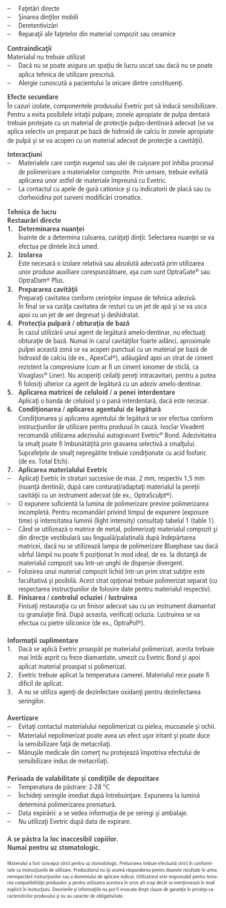– Fațetări directe
– Șinarea dinților mobili
– Deretentivizări
– Reparații ale fațetelor din material compozit sau ceramice

**Contraindicații**

Materialul nu trebuie utilizat

– Dacă nu se poate asigura un spațiu de lucru uscat sau dacă nu se poate aplica tehnica de utilizare prescrisă.
– Alergie cunoscută a pacientului la oricare dintre constituenți.

**Efecte secundare**

În cazuri izolate, componentele produsului Evetric pot să inducă sensibilizare. Pentru a evita posibilele iritații pulpare, zonele apropiate de pulpa dentară trebuie protejate cu un material de protecție pulpo-dentinară adecvat (se va aplica selectiv un preparat pe bază de hidroxid de calciu în zonele apropiate de pulpă și se va acoperi cu un material adecvat de protecție a cavității).

**Interacțiuni**

– Materialele care conțin eugenol sau ulei de cuișoare pot inhiba procesul de polimerizare a materialelor compozite. Prin urmare, trebuie evitată aplicarea unor astfel de materiale împreună cu Evetric.
– La contactul cu apele de gură cationice și cu indicatorii de placă sau cu clorhexidina pot surveni modificări cromatice.

**Tehnica de lucru**

**Restaurări directe**

1. **Determinarea nuanței**
   Înainte de a determina culoarea, curățați dinții. Selectarea nuanței se va efectua pe dintele încă umed.
2. **Izolarea**
   Este necesară o izolare relativă sau absolută adecvată prin utilizarea unor produse auxiliare corespunzătoare, așa cum sunt OptraGate® sau OptraDam® Plus.
3. **Prepararea cavității**
   Preparați cavitatea conform cerințelor impuse de tehnica adezivă.
   În final se va curăța cavitatea de resturi cu un jet de apă și se va usca apoi cu un jet de aer degresat și deshidratat.
4. **Protecția pulpară / Obturația de bază**
   În cazul utilizării unui agent de legătură amelo-dentinar, nu efectuați obturație de bază. Numai în cazul cavităților foarte adânci, aproximale pulpei această zonă se va acoperi punctual cu un material pe bază de hidroxid de calciu (de ex., ApexCal®), adăugând apoi un strat de ciment rezistent la compresiune (cum ar fi un ciment ionomer de sticlă, ca Vivaglass® Liner). Nu acoperiți ceilalți pereți intracavitari, pentru a putea fi folosiți ulterior ca agent de legătură cu un adeziv amelo-dentinar.
5. **Aplicarea matricei de celuloid / a penei interdentare**
   Aplicați o banda de celuloid și o pană interdentară, dacă este necesar.
6. **Condiționarea / aplicarea agentului de legătură**
   Condiționarea și aplicarea agentului de legătură se vor efectua conform instrucțiunilor de utilizare pentru produsul în cauză. Ivoclar Vivadent recomandă utilizarea adezivului autogravant Evetric® Bond. Adezivitatea la smalț poate fi îmbunătățită prin gravarea selectivă a smalțului. Suprafețele de smalț negravate trebuie condiționate cu acid fosforic (de ex. Total Etch).
7. **Aplicarea materialului Evetric**
   – Aplicați Evetric în straturi succesive de max. 2 mm, respectiv 1,5 mm (nuanță dentină), după care conturați/adaptați materialul la pereții cavității cu un instrument adecvat (de ex., OptraSculpt®).
   – O expunere suficientă la lumina de polimerizare previne polimerizarea incompletă. Pentru recomandări privind timpul de expunere (exposure time) și intensitatea luminii (light intensity) consultați tabelul 1 (table 1).
   – Când se utilizează o matrice de metal, polimerizați materialul compozit și din direcție vestibulară sau linguală/palatinală după îndepărtarea matricei, dacă nu se utilizează lampa de polimerizare Bluephase sau dacă vârful lămpii nu poate fi poziționat în mod ideal, de ex. la distanță de material compozit sau într-un unghi de dispersie divergent.
   – Folosirea unui material compozit lichid într-un prim strat subțire este facultativă și posibilă. Acest strat opțional trebuie polimerizat separat (cu respectarea instrucțiunilor de folosire date pentru materialul respectiv).
8. **Finisarea / controlul ocluziei / lustruirea**
   Finisați restaurația cu un finisor adecvat sau cu un instrument diamantat cu granulație fină. După aceasta, verificați ocluzia. Lustruirea se va efectua cu pietre siliconice (de ex., OptraPol®).

**Informații suplimentare**

1. Dacă se aplică Evetric proaspăt pe materialul polimerizat, acesta trebuie mai întâi asprit cu freze diamantate, umezit cu Evetric Bond și apoi aplicat material proaspăt și polimerizat.
2. Evetric trebuie aplicat la temperatura camerei. Materialul rece poate fi dificil de aplicat.
3. A nu se utiliza agenți de dezinfectare oxidanți pentru dezinfectarea seringilor.

**Avertizare**

– Evitați contactul materialului nepolimerizat cu pielea, mucoasele și ochii.
– Materialul nepolimerizat poate avea un efect ușor iritant și poate duce la sensibilizare față de metacrilați.
– Mănușile medicale din comerț nu protejează împotriva efectului de sensibilizare indus de metacrilați.

**Perioada de valabilitate și condițiile de depozitare**

– Temperatura de păstrare: 2-28 °C
– Închideți seringile imediat după întrebuințare. Expunerea la lumină determină polimerizarea prematură.
– Data expirării: a se vedea informația de pe seringi și ambalaje.
– Nu utilizați Evetric după data de expirare.

**A se păstra la loc inaccesibil copiilor.**
**Numai pentru uz stomatologic.**

Materialul a fost conceput strict pentru uz stomatologic. Prelucrarea trebuie efectuată strict în conformitate cu instrucțiunile de utilizare. Producătorul nu își asumă răspunderea pentru daunele rezultate în urma nerespectării instrucțiunilor sau a domeniului de aplicare indicat. Utilizatorul este responsabil pentru testarea compatibilității produselor și pentru utilizarea acestora în orice alt scop decât se menționează în mod explicit în instrucțiuni. Descrierile și informațiile nu pot fi invocate drept clauze de garanție în privința caracteristicilor produsului și nu au caracter de obligativitate.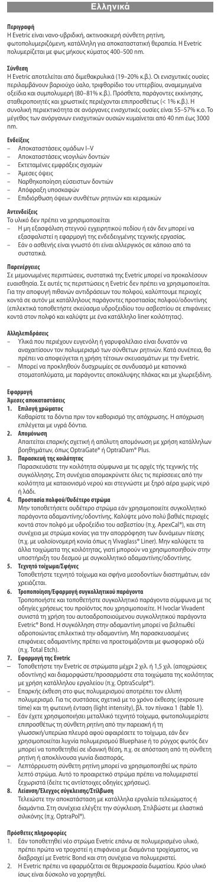# Ελληνικά

## Περιγραφή

Η Evetric είναι νανο-υβριδική, ακτινοσκιερή σύνθετη ρητίνη, φωτοπολυμεριζόμενη, κατάλληλη για αποκαταστατική θεραπεία. Η Evetric πολυμερίζεται με φως μήκους κύματος 400–500 nm.

## Σύνθεση

Η Evetric αποτελείται από διμεθακρυλικά (19–20% κ.β.). Οι ενισχυτικές ουσίες περιλαμβάνουν βαριούχο ύαλο, τριφθορίδιο του υττερβίου, αναμεμιγμένα οξείδια και συμπολυμερή (80–81% κ.β.). Πρόσθετα, παράγοντες εκκίνησης, σταθεροποιητές και χρωστικές περιέχονται επιπροσθέτως (< 1% κ.β.). Η συνολική περιεκτικότητα σε ανόργανες ενισχυτικές ουσίες είναι 55–57% κ.ο. Το μέγεθος των ανόργανων ενισχυτικών ουσιών κυμαίνεται από 40 nm έως 3000 nm.

## Ενδείξεις

- Αποκαταστάσεις ομάδων I–V
- Αποκαταστάσεις νεογιλών δοντιών
- Εκτεταμένες εμφράξεις σχισμών
- Άμεσες όψεις
- Ναρθηκοποίηση εύσειστων δοντιών
- Απόφραξη υποσκαφών
- Επιδιόρθωση όψεων σύνθετων ρητινών και κεραμικών

## Αντενδείξεις

Το υλικό δεν πρέπει να χρησιμοποιείται
- Η μη εξασφάλιση στεγνού εγχειρητικού πεδίου ή εάν δεν μπορεί να εξασφαλιστεί η εφαρμογή της ενδεδειγμένης τεχνικής εργασίας.
- Εάν ο ασθενής είναι γνωστό ότι είναι αλλεργικός σε κάποιο από τα συστατικά.

## Παρενέργειες

Σε μεμονωμένες περιπτώσεις, συστατικά της Evetric μπορεί να προκαλέσουν ευαισθησία. Σε αυτές τις περιπτώσεις η Evetric δεν πρέπει να χρησιμοποιείται. Για την αποφυγή πιθανών αντιδράσεων του πολφού, καλύπτουμε περιοχές κοντά σε αυτόν με κατάλληλους παράγοντες προστασίας πολφού/οδοντίνης (επιλεκτικά τοποθετήστε σκεύασμα υδροξειδίου του ασβεστίου σε επιφάνειες κοντά στον πολφό και καλύψτε με ένα κατάλληλο liner κοιλότητας).

## Αλληλεπιδράσεις

- Υλικά που περιέχουν ευγενόλη ή γαρυφαλλέλαιο είναι δυνατόν να αναχαιτίσουν τον πολυμερισμό των σύνθετων ρητινών. Κατά συνέπεια, θα πρέπει να αποφεύγεται η χρήση τέτοιων σκευασμάτων με την Evetric.
- Μπορεί να προκληθούν δυσχρωμίες σε συνδυασμό με κατιονικά στοματοπλύματα, με παράγοντες αποκάλυψης πλάκας και με χλωρεξιδίνη.

## Εφαρμογή

### Άμεσες αποκαταστάσεις

**1. Επιλογή χρώματος**
Καθαρίστε τα δόντια πριν τον καθορισμό της απόχρωσης. Η απόχρωση επιλέγεται με υγρά δόντια.

**2. Απομόνωση**
Απαιτείται επαρκής σχετική ή απόλυτη απομόνωση με χρήση κατάλληλων βοηθημάτων, όπως OptraGate® ή OptraDam® Plus.

**3. Παρασκευή της κοιλότητας**
Παρασκευάστε την κοιλότητα σύμφωνα με τις αρχές της τεχνικής της συγκόλλησης. Στη συνέχεια απομακρύνετε όλες τις περίσσειες από την κοιλότητα με καταιονισμό νερού και στεγνώστε με ξηρό αέρα χωρίς νερό ή λάδι.

**4. Προστασία πολφού/Ουδέτερο στρώμα**
Μην τοποθετήσετε ουδέτερο στρώμα εάν χρησιμοποιείτε συγκολλητικό παράγοντα αδαμαντίνης/οδοντίνης. Καλύψτε μόνο πολύ βαθιές περιοχές κοντά στον πολφό με υδροξείδιο του ασβεστίου (π.χ. ApexCal®), και στη συνέχεια με στρώμα κονίας για την απορρόφηση των δυνάμεων πίεσης (π.χ. με υαλοϊονομερή κονία όπως η Vivaglass® Liner). Μην καλύψετε τα άλλα τοιχώματα της κοιλότητας, γιατί μπορούν να χρησιμοποιηθούν στην υποστήριξη του δεσμού με συγκολλητικό αδαμαντίνης/οδοντίνης.

**5. Τεχνητό τοίχωμα/Σφήνες**
Τοποθετήστε τεχνητό τοίχωμα και σφήνα μεσοδοντίων διαστημάτων, εάν χρειάζεται.

**6. Τροποποίηση/Εφαρμογή συγκολλητικού παράγοντα**
Τροποποιήστε και τοποθετήστε συγκολλητικό παράγοντα σύμφωνα με τις οδηγίες χρήσεως του προϊόντος που χρησιμοποιείτε. Η Ivoclar Vivadent συνιστά τη χρήση του αυτοαδροποιούμενου συγκολλητικού παράγοντα Evetric® Bond. Η συγκόλληση στην αδαμαντίνη μπορεί να βελτιωθεί αδροποιώντας επιλεκτικά την αδαμαντίνη. Μη παρασκευασμένες επιφάνειες αδαμαντίνης πρέπει να προετοιμάζονται με φωσφορικό οξύ (π.χ. Total Etch).

**7. Εφαρμογή της Evetric**
- Τοποθετήστε την Evetric σε στρώματα μέχρι 2 χιλ. ή 1,5 χιλ. (αποχρώσεις οδοντίνης) και διαμορφώστε/προσαρμόστε στα τοιχώματα της κοιλότητας με χρήση κατάλληλου εργαλείου (π.χ. OptraSculpt®).
- Επαρκής έκθεση στο φως πολυμερισμού αποτρέπει τον ελλιπή πολυμερισμό. Για τις συστάσεις σχετικά με το χρόνο έκθεσης (exposure time) και τη φωτεινή ένταση (light intensity), βλ. τον πίνακα 1 (table 1).
- Εάν έχετε χρησιμοποιήσει μεταλλικό τεχνητό τοίχωμα, φωτοπολυμερίστε επιπροσθέτως τη σύνθετη ρητίνη από την παρειακή ή τη γλωσσική/υπερώια πλευρά αφού αφαιρέσετε το τοίχωμα, εάν δεν χρησιμοποιείται λυχνία πολυμερισμού Bluephase ή το ρύγχος φωτός δεν μπορεί να τοποθετηθεί σε ιδανική θέση, π.χ. σε απόσταση από τη σύνθετη ρητίνη ή αποκλίνουσα γωνία διασποράς.
- Λεπτόρρευστη σύνθετη ρητίνη μπορεί να χρησιμοποιηθεί ως πρώτο λεπτό στρώμα. Αυτό το προαιρετικό στρώμα πρέπει να πολυμεριστεί ξεχωριστά (δείτε τις αντίστοιχες οδηγίες χρήσεως).

**8. Λείανση/Έλεγχος σύγκλεισης/Στίλβωση**
Τελειώστε την αποκατάσταση με κατάλληλα εργαλεία τελειώματος ή διαμάντια. Στη συνέχεια ελέγξτε την σύγκλειση. Στιλβώστε με ελαστικά σιλικόνης (π.χ. OptraPol®).

## Πρόσθετες πληροφορίες

1. Εάν τοποθετηθεί νέο στρώμα Evetric επάνω σε πολυμερισμένο υλικό, πρέπει πρώτα να τροχιστεί η επιφάνεια με διαμάντια τροχίσματος, να διαβραχεί με Evetric Bond και στη συνέχεια να πολυμεριστεί.
2. Η Evetric πρέπει να εφαρμόζεται σε θερμοκρασία δωματίου. Κρύο υλικό ίσως είναι δύσκολο να χορηγηθεί.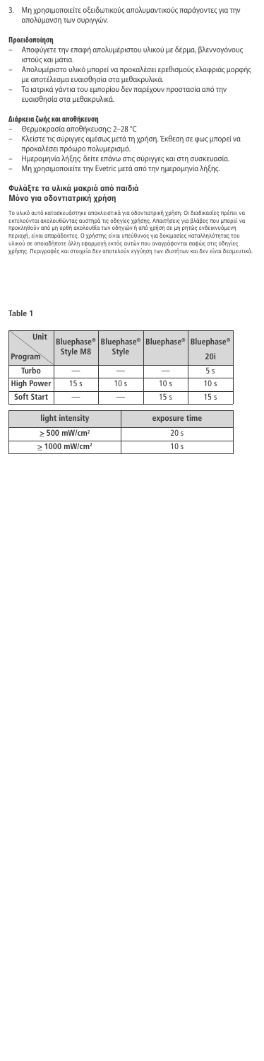3. Μη χρησιμοποιείτε οξειδωτικούς απολυμαντικούς παράγοντες για την απολύμανση των συριγγών.

**Προειδοποίηση**

- Αποφύγετε την επαφή απολυμέριστου υλικού με δέρμα, βλεννογόνους ιστούς και μάτια.
- Απολυμέριστο υλικό μπορεί να προκαλέσει ερεθισμούς ελαφριάς μορφής με αποτέλεσμα ευαισθησία στα μεθακρυλικά.
- Τα ιατρικά γάντια του εμπορίου δεν παρέχουν προστασία από την ευαισθησία στα μεθακρυλικά.

**Διάρκεια ζωής και αποθήκευση**

- Θερμοκρασία αποθήκευσης: 2–28 °C
- Κλείστε τις σύριγγες αμέσως μετά τη χρήση. Έκθεση σε φως μπορεί να προκαλέσει πρόωρο πολυμερισμό.
- Ημερομηνία λήξης: δείτε επάνω στις σύριγγες και στη συσκευασία.
- Μη χρησιμοποιείτε την Evetric μετά από την ημερομηνία λήξης.

**Φυλάξτε τα υλικά μακριά από παιδιά**
**Μόνο για οδοντιατρική χρήση**

Το υλικό αυτό κατασκευάστηκε αποκλειστικά για οδοντιατρική χρήση. Οι διαδικασίες πρέπει να εκτελούνται ακολουθώντας αυστηρά τις οδηγίες χρήσης. Απαιτήσεις για βλάβες που μπορεί να προκληθούν από μη ορθή ακολουθία των οδηγιών ή από χρήση σε μη ρητώς ενδεικνυόμενη περιοχή, είναι απαράδεκτες. Ο χρήστης είναι υπεύθυνος για δοκιμασίες καταλληλότητας του υλικού σε οποιαδήποτε άλλη εφαρμογή εκτός αυτών που αναγράφονται σαφώς στις οδηγίες χρήσης. Περιγραφές και στοιχεία δεν αποτελούν εγγύηση των ιδιοτήτων και δεν είναι δεσμευτικά.

**Table 1**

| Unit / Program | Bluephase® Style M8 | Bluephase® Style | Bluephase® | Bluephase® 20i |
|---|---|---|---|---|
| Turbo | — | — | — | 5 s |
| High Power | 15 s | 10 s | 10 s | 10 s |
| Soft Start | — | — | 15 s | 15 s |

| light intensity | exposure time |
|---|---|
| ≥ 500 mW/cm² | 20 s |
| ≥ 1000 mW/cm² | 10 s |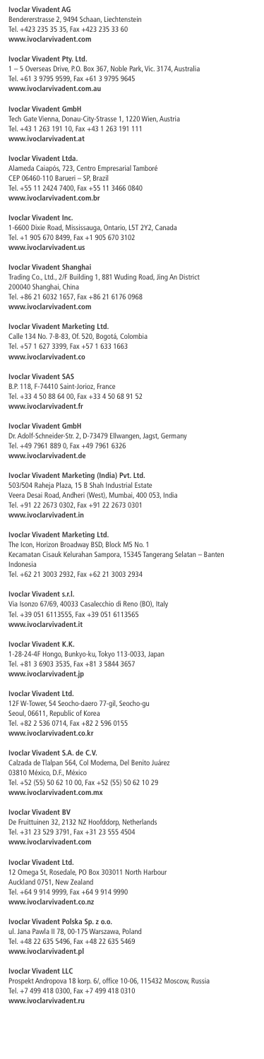**Ivoclar Vivadent AG**
Bendererstrasse 2, 9494 Schaan, Liechtenstein
Tel. +423 235 35 35, Fax +423 235 33 60
**www.ivoclarvivadent.com**

**Ivoclar Vivadent Pty. Ltd.**
1 – 5 Overseas Drive, P.O. Box 367, Noble Park, Vic. 3174, Australia
Tel. +61 3 9795 9599, Fax +61 3 9795 9645
**www.ivoclarvivadent.com.au**

**Ivoclar Vivadent GmbH**
Tech Gate Vienna, Donau-City-Strasse 1, 1220 Wien, Austria
Tel. +43 1 263 191 10, Fax +43 1 263 191 111
**www.ivoclarvivadent.at**

**Ivoclar Vivadent Ltda.**
Alameda Caiapós, 723, Centro Empresarial Tamboré
CEP 06460-110 Barueri – SP, Brazil
Tel. +55 11 2424 7400, Fax +55 11 3466 0840
**www.ivoclarvivadent.com.br**

**Ivoclar Vivadent Inc.**
1-6600 Dixie Road, Mississauga, Ontario, L5T 2Y2, Canada
Tel. +1 905 670 8499, Fax +1 905 670 3102
**www.ivoclarvivadent.us**

**Ivoclar Vivadent Shanghai**
Trading Co., Ltd., 2/F Building 1, 881 Wuding Road, Jing An District
200040 Shanghai, China
Tel. +86 21 6032 1657, Fax +86 21 6176 0968
**www.ivoclarvivadent.com**

**Ivoclar Vivadent Marketing Ltd.**
Calle 134 No. 7-B-83, Of. 520, Bogotá, Colombia
Tel. +57 1 627 3399, Fax +57 1 633 1663
**www.ivoclarvivadent.co**

**Ivoclar Vivadent SAS**
B.P. 118, F-74410 Saint-Jorioz, France
Tel. +33 4 50 88 64 00, Fax +33 4 50 68 91 52
**www.ivoclarvivadent.fr**

**Ivoclar Vivadent GmbH**
Dr. Adolf-Schneider-Str. 2, D-73479 Ellwangen, Jagst, Germany
Tel. +49 7961 889 0, Fax +49 7961 6326
**www.ivoclarvivadent.de**

**Ivoclar Vivadent Marketing (India) Pvt. Ltd.**
503/504 Raheja Plaza, 15 B Shah Industrial Estate
Veera Desai Road, Andheri (West), Mumbai, 400 053, India
Tel. +91 22 2673 0302, Fax +91 22 2673 0301
**www.ivoclarvivadent.in**

**Ivoclar Vivadent Marketing Ltd.**
The Icon, Horizon Broadway BSD, Block M5 No. 1
Kecamatan Cisauk Kelurahan Sampora, 15345 Tangerang Selatan – Banten
Indonesia
Tel. +62 21 3003 2932, Fax +62 21 3003 2934

**Ivoclar Vivadent s.r.l.**
Via Isonzo 67/69, 40033 Casalecchio di Reno (BO), Italy
Tel. +39 051 6113555, Fax +39 051 6113565
**www.ivoclarvivadent.it**

**Ivoclar Vivadent K.K.**
1-28-24-4F Hongo, Bunkyo-ku, Tokyo 113-0033, Japan
Tel. +81 3 6903 3535, Fax +81 3 5844 3657
**www.ivoclarvivadent.jp**

**Ivoclar Vivadent Ltd.**
12F W-Tower, 54 Seocho-daero 77-gil, Seocho-gu
Seoul, 06611, Republic of Korea
Tel. +82 2 536 0714, Fax +82 2 596 0155
**www.ivoclarvivadent.co.kr**

**Ivoclar Vivadent S.A. de C.V.**
Calzada de Tlalpan 564, Col Moderna, Del Benito Juárez
03810 México, D.F., México
Tel. +52 (55) 50 62 10 00, Fax +52 (55) 50 62 10 29
**www.ivoclarvivadent.com.mx**

**Ivoclar Vivadent BV**
De Fruittuinen 32, 2132 NZ Hoofddorp, Netherlands
Tel. +31 23 529 3791, Fax +31 23 555 4504
**www.ivoclarvivadent.com**

**Ivoclar Vivadent Ltd.**
12 Omega St, Rosedale, PO Box 303011 North Harbour
Auckland 0751, New Zealand
Tel. +64 9 914 9999, Fax +64 9 914 9990
**www.ivoclarvivadent.co.nz**

**Ivoclar Vivadent Polska Sp. z o.o.**
ul. Jana Pawla II 78, 00-175 Warszawa, Poland
Tel. +48 22 635 5496, Fax +48 22 635 5469
**www.ivoclarvivadent.pl**

**Ivoclar Vivadent LLC**
Prospekt Andropova 18 korp. 6/, office 10-06, 115432 Moscow, Russia
Tel. +7 499 418 0300, Fax +7 499 418 0310
**www.ivoclarvivadent.ru**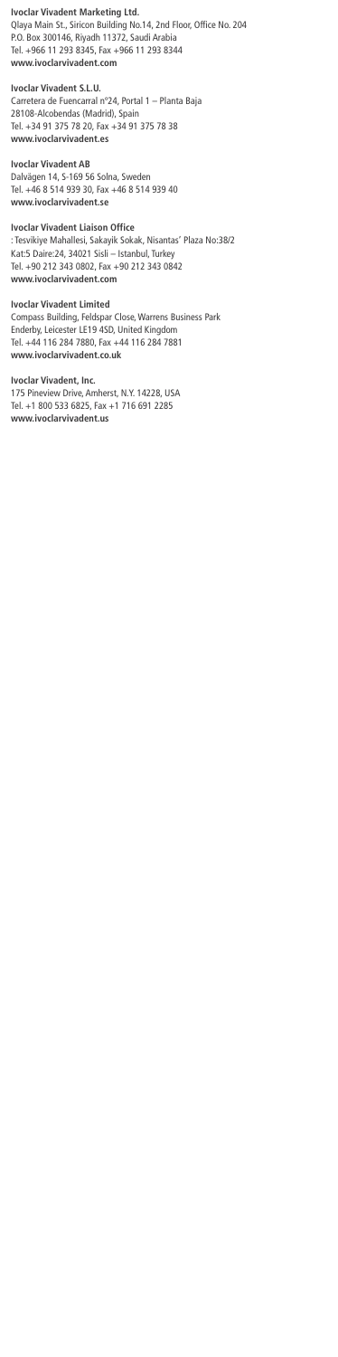**Ivoclar Vivadent Marketing Ltd.**
Qlaya Main St., Siricon Building No.14, 2nd Floor, Office No. 204
P.O. Box 300146, Riyadh 11372, Saudi Arabia
Tel. +966 11 293 8345, Fax +966 11 293 8344
**www.ivoclarvivadent.com**

**Ivoclar Vivadent S.L.U.**
Carretera de Fuencarral nº24, Portal 1 – Planta Baja
28108-Alcobendas (Madrid), Spain
Tel. +34 91 375 78 20, Fax +34 91 375 78 38
**www.ivoclarvivadent.es**

**Ivoclar Vivadent AB**
Dalvägen 14, S-169 56 Solna, Sweden
Tel. +46 8 514 939 30, Fax +46 8 514 939 40
**www.ivoclarvivadent.se**

**Ivoclar Vivadent Liaison Office**
: Tesvikiye Mahallesi, Sakayik Sokak, Nisantas' Plaza No:38/2
Kat:5 Daire:24, 34021 Sisli – Istanbul, Turkey
Tel. +90 212 343 0802, Fax +90 212 343 0842
**www.ivoclarvivadent.com**

**Ivoclar Vivadent Limited**
Compass Building, Feldspar Close, Warrens Business Park
Enderby, Leicester LE19 4SD, United Kingdom
Tel. +44 116 284 7880, Fax +44 116 284 7881
**www.ivoclarvivadent.co.uk**

**Ivoclar Vivadent, Inc.**
175 Pineview Drive, Amherst, N.Y. 14228, USA
Tel. +1 800 533 6825, Fax +1 716 691 2285
**www.ivoclarvivadent.us**